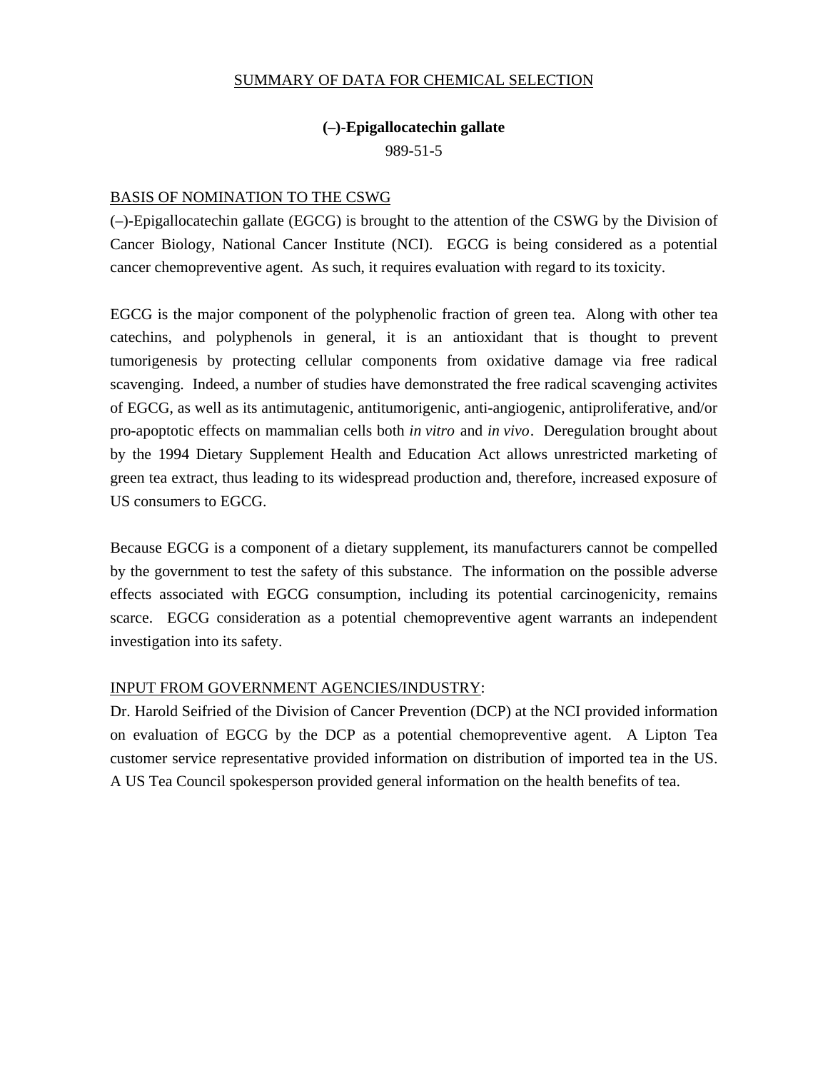# SUMMARY OF DATA FOR CHEMICAL SELECTION

**(–)-Epigallocatechin gallate**

989-51-5

## BASIS OF NOMINATION TO THE CSWG

(–)-Epigallocatechin gallate (EGCG) is brought to the attention of the CSWG by the Division of Cancer Biology, National Cancer Institute (NCI). EGCG is being considered as a potential cancer chemopreventive agent. As such, it requires evaluation with regard to its toxicity.

EGCG is the major component of the polyphenolic fraction of green tea. Along with other tea catechins, and polyphenols in general, it is an antioxidant that is thought to prevent tumorigenesis by protecting cellular components from oxidative damage via free radical scavenging. Indeed, a number of studies have demonstrated the free radical scavenging activites of EGCG, as well as its antimutagenic, antitumorigenic, anti-angiogenic, antiproliferative, and/or pro-apoptotic effects on mammalian cells both *in vitro* and *in vivo*. Deregulation brought about by the 1994 Dietary Supplement Health and Education Act allows unrestricted marketing of green tea extract, thus leading to its widespread production and, therefore, increased exposure of US consumers to EGCG.

Because EGCG is a component of a dietary supplement, its manufacturers cannot be compelled by the government to test the safety of this substance. The information on the possible adverse effects associated with EGCG consumption, including its potential carcinogenicity, remains scarce. EGCG consideration as a potential chemopreventive agent warrants an independent investigation into its safety.

## INPUT FROM GOVERNMENT AGENCIES/INDUSTRY:

Dr. Harold Seifried of the Division of Cancer Prevention (DCP) at the NCI provided information on evaluation of EGCG by the DCP as a potential chemopreventive agent. A Lipton Tea customer service representative provided information on distribution of imported tea in the US. A US Tea Council spokesperson provided general information on the health benefits of tea.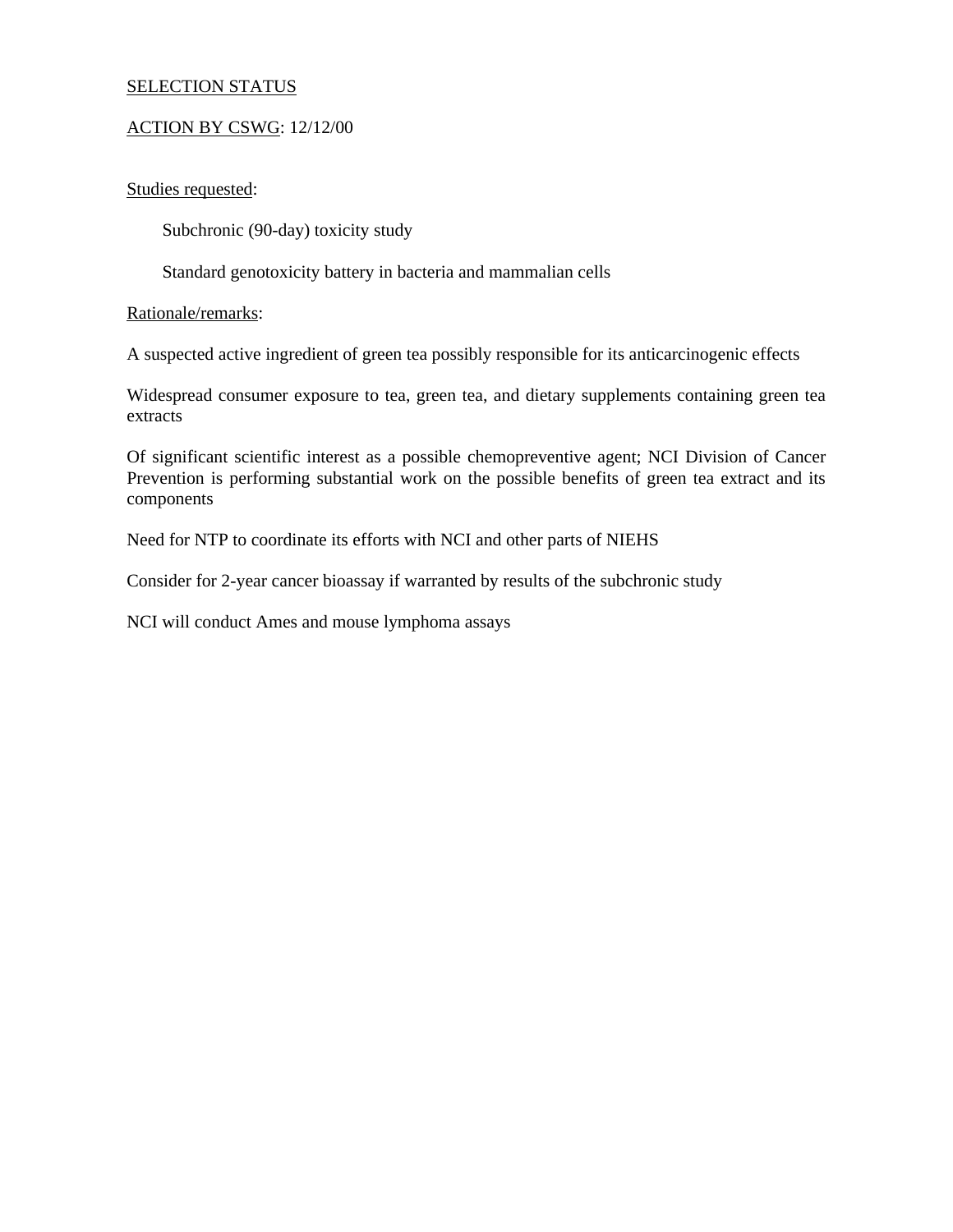SELECTION STATUS

ACTION BY CSWG: 12/12/00

Studies requested:

Subchronic (90-day) toxicity study

Standard genotoxicity battery in bacteria and mammalian cells

Rationale/remarks:

A suspected active ingredient of green tea possibly responsible for its anticarcinogenic effects

Widespread consumer exposure to tea, green tea, and dietary supplements containing green tea extracts

Of significant scientific interest as a possible chemopreventive agent; NCI Division of Cancer Prevention is performing substantial work on the possible benefits of green tea extract and its components

Need for NTP to coordinate its efforts with NCI and other parts of NIEHS

Consider for 2-year cancer bioassay if warranted by results of the subchronic study

NCI will conduct Ames and mouse lymphoma assays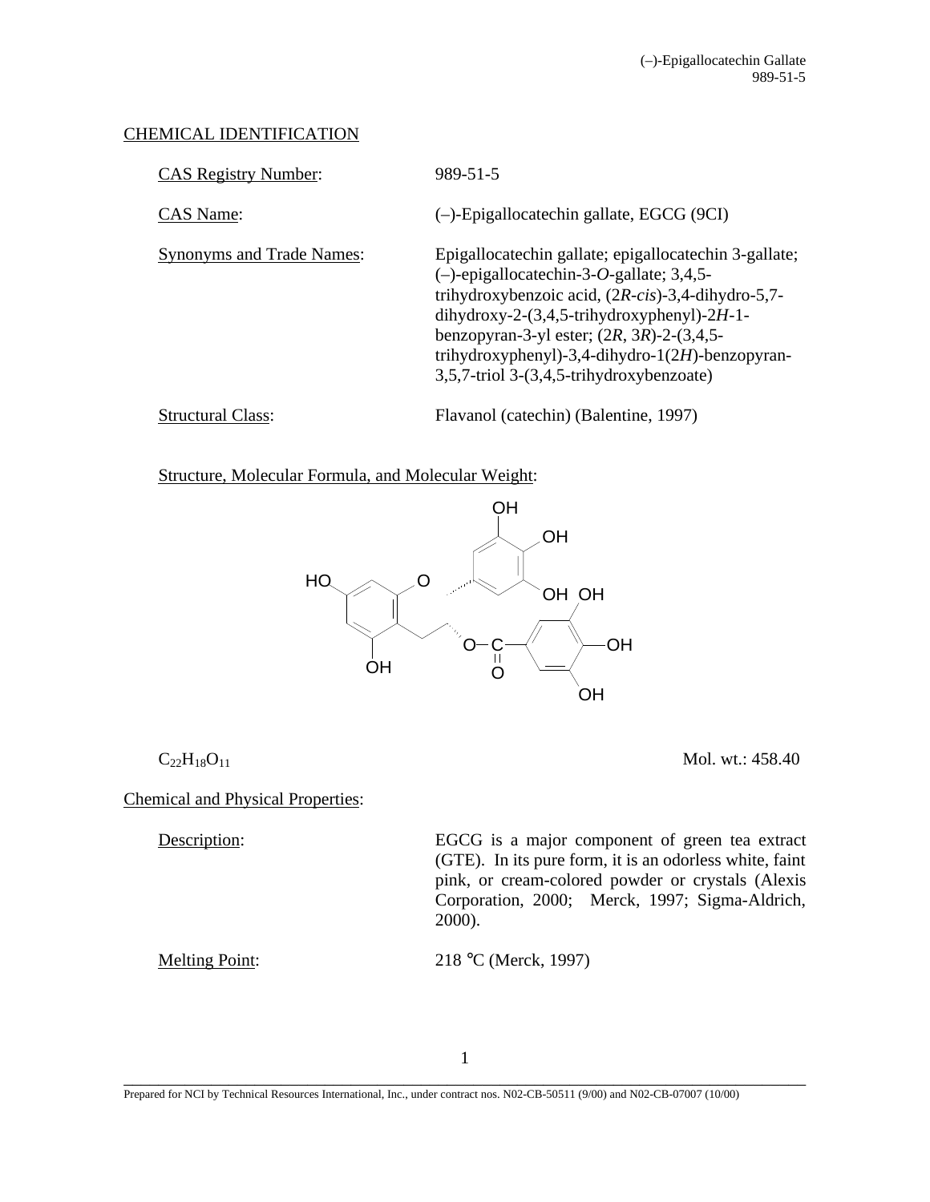## CHEMICAL IDENTIFICATION

CAS Registry Number: 989-51-5

CAS Name: (–)-Epigallocatechin gallate, EGCG (9CI)

Synonyms and Trade Names: Epigallocatechin gallate; epigallocatechin 3-gallate; (–)-epigallocatechin-3-*O*-gallate; 3,4,5-trihydroxybenzoic acid, (2*R*-*cis*)-3,4-dihydro-5,7-dihydroxy-2-(3,4,5-trihydroxyphenyl)-2*H*-1-benzopyran-3-yl ester; (2*R*, 3*R*)-2-(3,4,5-trihydroxyphenyl)-3,4-dihydro-1(2*H*)-benzopyran-3,5,7-triol 3-(3,4,5-trihydroxybenzoate)

Structural Class: Flavanol (catechin) (Balentine, 1997)

Structure, Molecular Formula, and Molecular Weight:

$C_{22}H_{18}O_{11}$ Mol. wt.: 458.40

## Chemical and Physical Properties:

Description: EGCG is a major component of green tea extract (GTE). In its pure form, it is an odorless white, faint pink, or cream-colored powder or crystals (Alexis Corporation, 2000; Merck, 1997; Sigma-Aldrich, 2000).

Melting Point: 218 °C (Merck, 1997)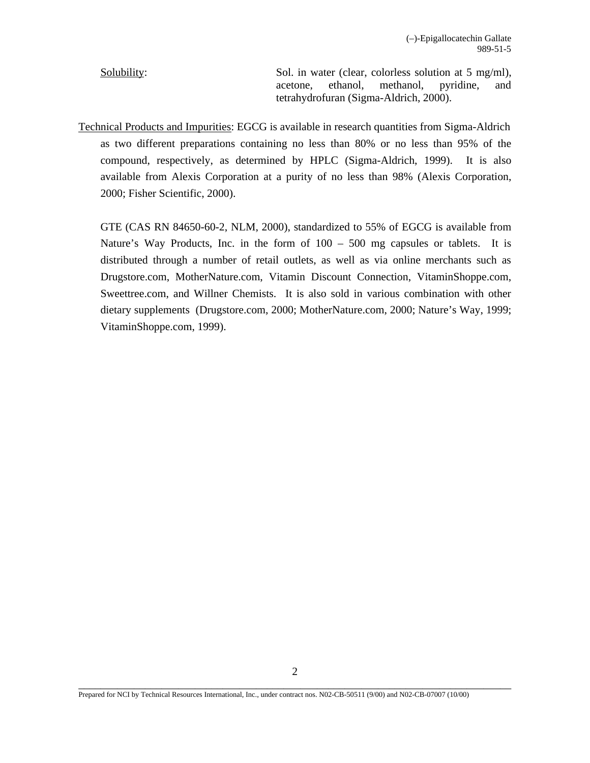Solubility: Sol. in water (clear, colorless solution at 5 mg/ml), acetone, ethanol, methanol, pyridine, and tetrahydrofuran (Sigma-Aldrich, 2000).

Technical Products and Impurities: EGCG is available in research quantities from Sigma-Aldrich as two different preparations containing no less than 80% or no less than 95% of the compound, respectively, as determined by HPLC (Sigma-Aldrich, 1999). It is also available from Alexis Corporation at a purity of no less than 98% (Alexis Corporation, 2000; Fisher Scientific, 2000).

GTE (CAS RN 84650-60-2, NLM, 2000), standardized to 55% of EGCG is available from Nature's Way Products, Inc. in the form of 100 – 500 mg capsules or tablets. It is distributed through a number of retail outlets, as well as via online merchants such as Drugstore.com, MotherNature.com, Vitamin Discount Connection, VitaminShoppe.com, Sweettree.com, and Willner Chemists. It is also sold in various combination with other dietary supplements (Drugstore.com, 2000; MotherNature.com, 2000; Nature's Way, 1999; VitaminShoppe.com, 1999).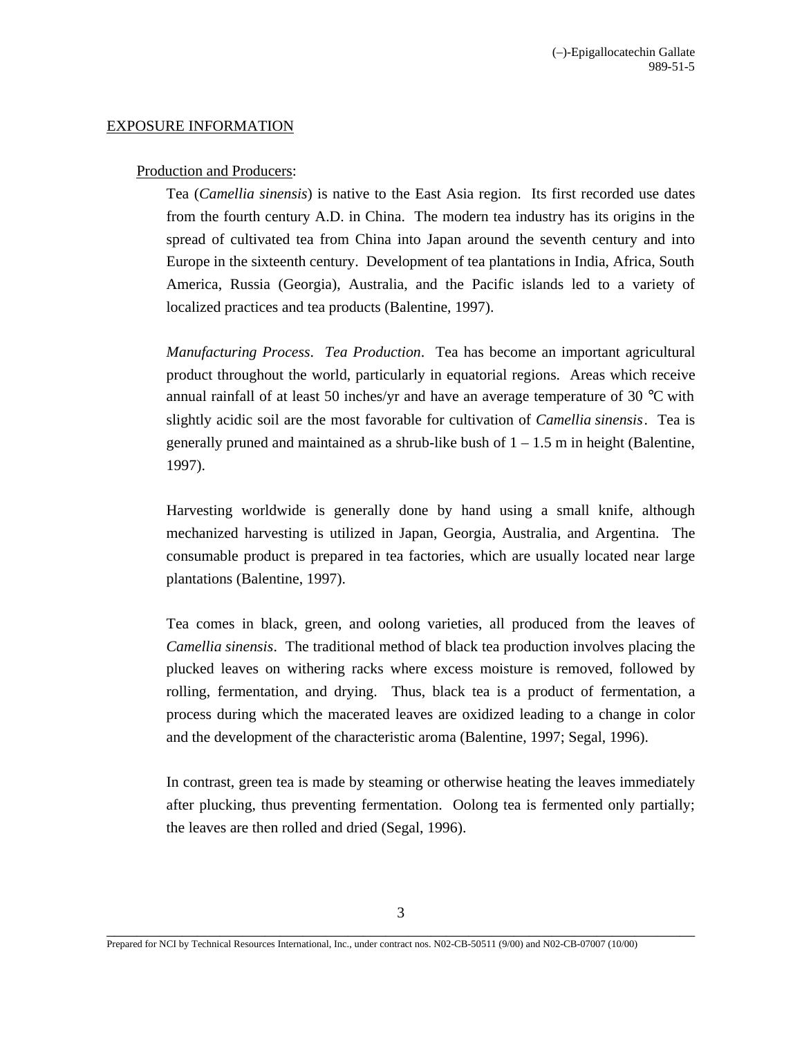## EXPOSURE INFORMATION

### Production and Producers:

Tea (*Camellia sinensis*) is native to the East Asia region. Its first recorded use dates from the fourth century A.D. in China. The modern tea industry has its origins in the spread of cultivated tea from China into Japan around the seventh century and into Europe in the sixteenth century. Development of tea plantations in India, Africa, South America, Russia (Georgia), Australia, and the Pacific islands led to a variety of localized practices and tea products (Balentine, 1997).

*Manufacturing Process*. *Tea Production*. Tea has become an important agricultural product throughout the world, particularly in equatorial regions. Areas which receive annual rainfall of at least 50 inches/yr and have an average temperature of 30 °C with slightly acidic soil are the most favorable for cultivation of *Camellia sinensis*. Tea is generally pruned and maintained as a shrub-like bush of 1 – 1.5 m in height (Balentine, 1997).

Harvesting worldwide is generally done by hand using a small knife, although mechanized harvesting is utilized in Japan, Georgia, Australia, and Argentina. The consumable product is prepared in tea factories, which are usually located near large plantations (Balentine, 1997).

Tea comes in black, green, and oolong varieties, all produced from the leaves of *Camellia sinensis*. The traditional method of black tea production involves placing the plucked leaves on withering racks where excess moisture is removed, followed by rolling, fermentation, and drying. Thus, black tea is a product of fermentation, a process during which the macerated leaves are oxidized leading to a change in color and the development of the characteristic aroma (Balentine, 1997; Segal, 1996).

In contrast, green tea is made by steaming or otherwise heating the leaves immediately after plucking, thus preventing fermentation. Oolong tea is fermented only partially; the leaves are then rolled and dried (Segal, 1996).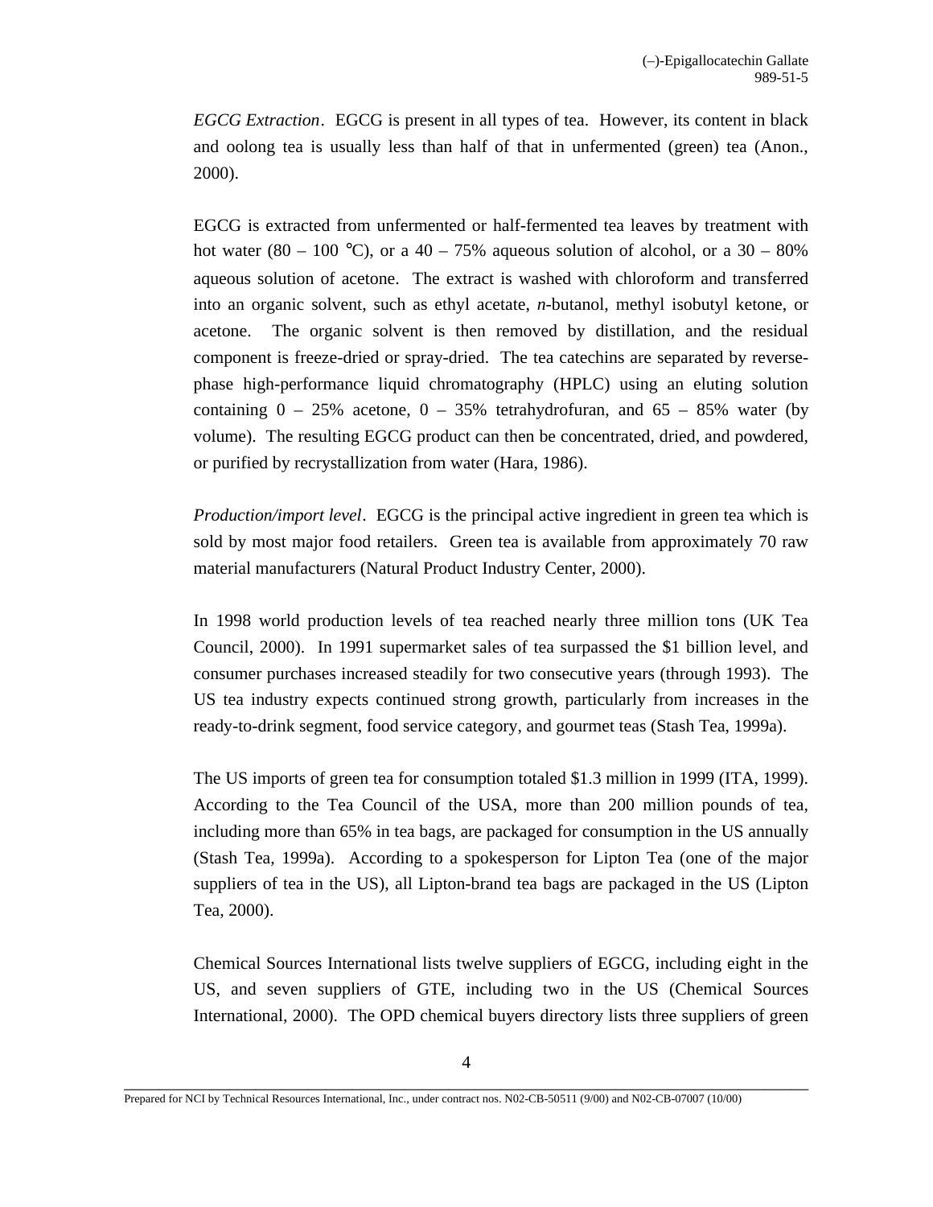*EGCG Extraction*. EGCG is present in all types of tea. However, its content in black and oolong tea is usually less than half of that in unfermented (green) tea (Anon., 2000).

EGCG is extracted from unfermented or half-fermented tea leaves by treatment with hot water (80 – 100 °C), or a 40 – 75% aqueous solution of alcohol, or a 30 – 80% aqueous solution of acetone. The extract is washed with chloroform and transferred into an organic solvent, such as ethyl acetate, *n*-butanol, methyl isobutyl ketone, or acetone. The organic solvent is then removed by distillation, and the residual component is freeze-dried or spray-dried. The tea catechins are separated by reverse-phase high-performance liquid chromatography (HPLC) using an eluting solution containing 0 – 25% acetone, 0 – 35% tetrahydrofuran, and 65 – 85% water (by volume). The resulting EGCG product can then be concentrated, dried, and powdered, or purified by recrystallization from water (Hara, 1986).

*Production/import level*. EGCG is the principal active ingredient in green tea which is sold by most major food retailers. Green tea is available from approximately 70 raw material manufacturers (Natural Product Industry Center, 2000).

In 1998 world production levels of tea reached nearly three million tons (UK Tea Council, 2000). In 1991 supermarket sales of tea surpassed the $1 billion level, and consumer purchases increased steadily for two consecutive years (through 1993). The US tea industry expects continued strong growth, particularly from increases in the ready-to-drink segment, food service category, and gourmet teas (Stash Tea, 1999a).

The US imports of green tea for consumption totaled $1.3 million in 1999 (ITA, 1999). According to the Tea Council of the USA, more than 200 million pounds of tea, including more than 65% in tea bags, are packaged for consumption in the US annually (Stash Tea, 1999a). According to a spokesperson for Lipton Tea (one of the major suppliers of tea in the US), all Lipton-brand tea bags are packaged in the US (Lipton Tea, 2000).

Chemical Sources International lists twelve suppliers of EGCG, including eight in the US, and seven suppliers of GTE, including two in the US (Chemical Sources International, 2000). The OPD chemical buyers directory lists three suppliers of green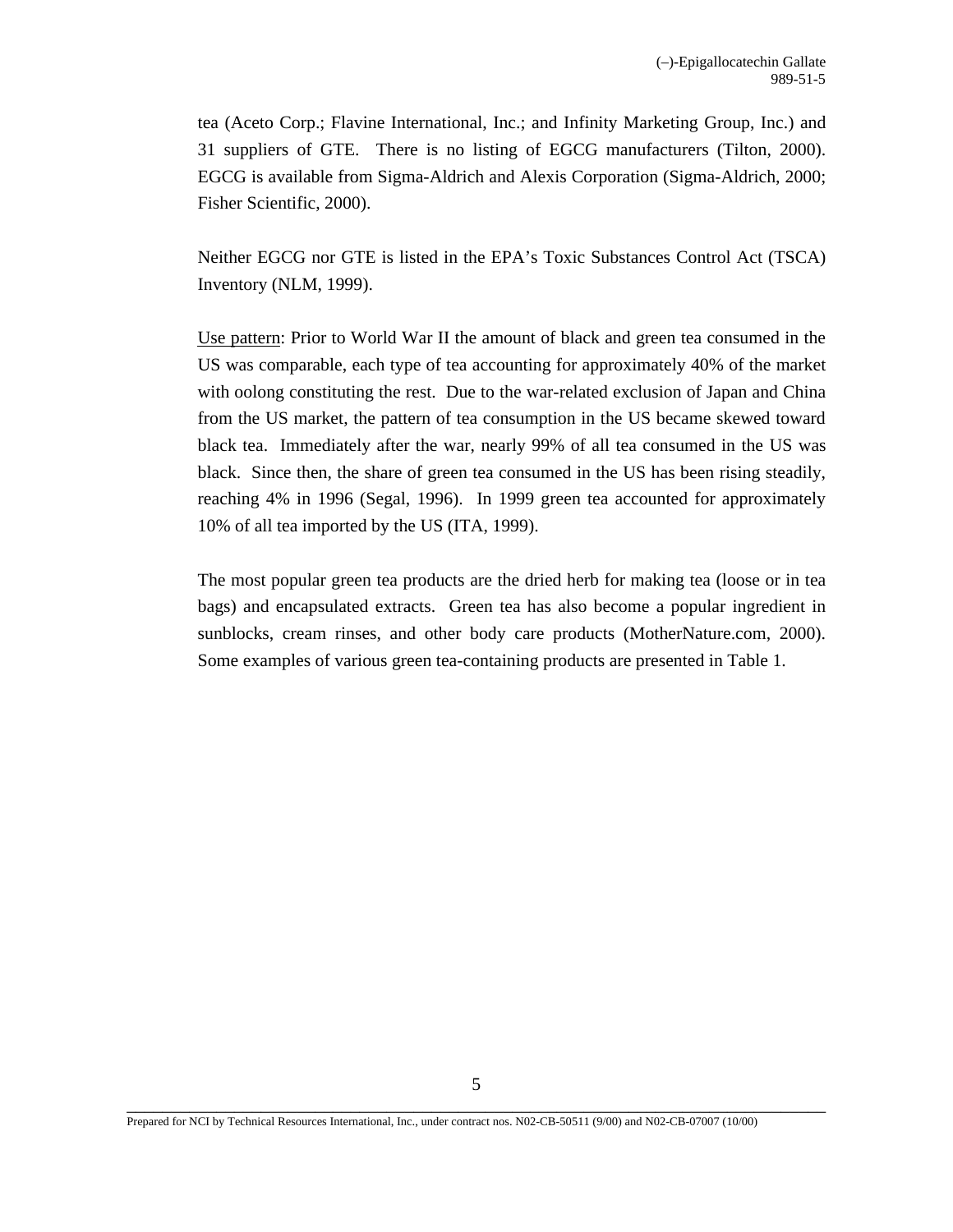tea (Aceto Corp.; Flavine International, Inc.; and Infinity Marketing Group, Inc.) and 31 suppliers of GTE. There is no listing of EGCG manufacturers (Tilton, 2000). EGCG is available from Sigma-Aldrich and Alexis Corporation (Sigma-Aldrich, 2000; Fisher Scientific, 2000).

Neither EGCG nor GTE is listed in the EPA's Toxic Substances Control Act (TSCA) Inventory (NLM, 1999).

Use pattern: Prior to World War II the amount of black and green tea consumed in the US was comparable, each type of tea accounting for approximately 40% of the market with oolong constituting the rest. Due to the war-related exclusion of Japan and China from the US market, the pattern of tea consumption in the US became skewed toward black tea. Immediately after the war, nearly 99% of all tea consumed in the US was black. Since then, the share of green tea consumed in the US has been rising steadily, reaching 4% in 1996 (Segal, 1996). In 1999 green tea accounted for approximately 10% of all tea imported by the US (ITA, 1999).

The most popular green tea products are the dried herb for making tea (loose or in tea bags) and encapsulated extracts. Green tea has also become a popular ingredient in sunblocks, cream rinses, and other body care products (MotherNature.com, 2000). Some examples of various green tea-containing products are presented in Table 1.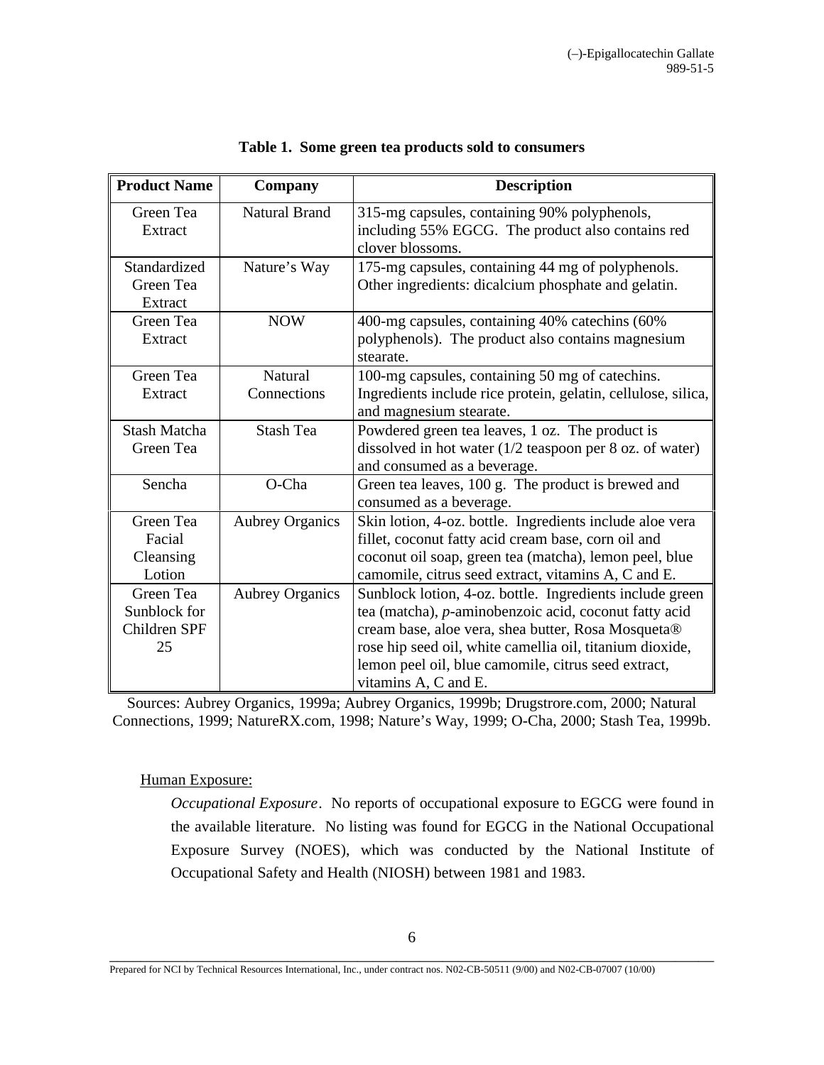**Table 1. Some green tea products sold to consumers**

| Product Name | Company | Description |
| --- | --- | --- |
| Green Tea Extract | Natural Brand | 315-mg capsules, containing 90% polyphenols, including 55% EGCG. The product also contains red clover blossoms. |
| Standardized Green Tea Extract | Nature's Way | 175-mg capsules, containing 44 mg of polyphenols. Other ingredients: dicalcium phosphate and gelatin. |
| Green Tea Extract | NOW | 400-mg capsules, containing 40% catechins (60% polyphenols). The product also contains magnesium stearate. |
| Green Tea Extract | Natural Connections | 100-mg capsules, containing 50 mg of catechins. Ingredients include rice protein, gelatin, cellulose, silica, and magnesium stearate. |
| Stash Matcha Green Tea | Stash Tea | Powdered green tea leaves, 1 oz. The product is dissolved in hot water (1/2 teaspoon per 8 oz. of water) and consumed as a beverage. |
| Sencha | O-Cha | Green tea leaves, 100 g. The product is brewed and consumed as a beverage. |
| Green Tea Facial Cleansing Lotion | Aubrey Organics | Skin lotion, 4-oz. bottle. Ingredients include aloe vera fillet, coconut fatty acid cream base, corn oil and coconut oil soap, green tea (matcha), lemon peel, blue camomile, citrus seed extract, vitamins A, C and E. |
| Green Tea Sunblock for Children SPF 25 | Aubrey Organics | Sunblock lotion, 4-oz. bottle. Ingredients include green tea (matcha), *p*-aminobenzoic acid, coconut fatty acid cream base, aloe vera, shea butter, Rosa Mosqueta® rose hip seed oil, white camellia oil, titanium dioxide, lemon peel oil, blue camomile, citrus seed extract, vitamins A, C and E. |

Sources: Aubrey Organics, 1999a; Aubrey Organics, 1999b; Drugstrore.com, 2000; Natural Connections, 1999; NatureRX.com, 1998; Nature's Way, 1999; O-Cha, 2000; Stash Tea, 1999b.

Human Exposure:

*Occupational Exposure*. No reports of occupational exposure to EGCG were found in the available literature. No listing was found for EGCG in the National Occupational Exposure Survey (NOES), which was conducted by the National Institute of Occupational Safety and Health (NIOSH) between 1981 and 1983.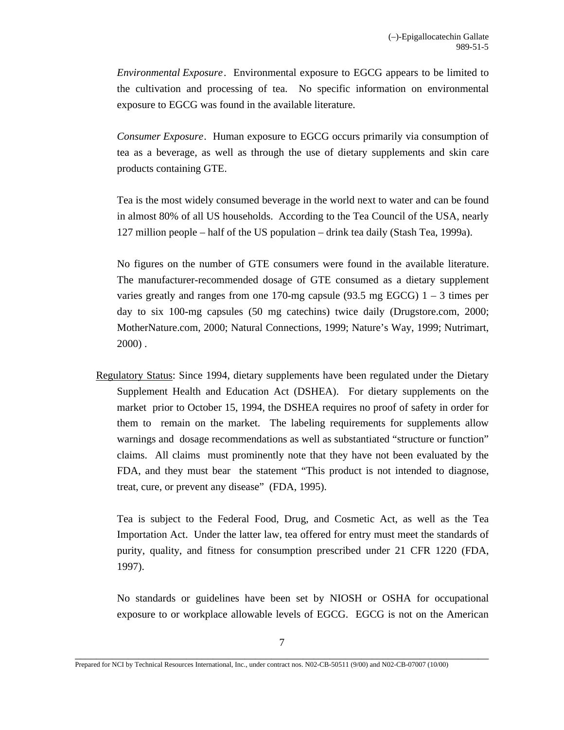*Environmental Exposure*. Environmental exposure to EGCG appears to be limited to the cultivation and processing of tea. No specific information on environmental exposure to EGCG was found in the available literature.

*Consumer Exposure*. Human exposure to EGCG occurs primarily via consumption of tea as a beverage, as well as through the use of dietary supplements and skin care products containing GTE.

Tea is the most widely consumed beverage in the world next to water and can be found in almost 80% of all US households. According to the Tea Council of the USA, nearly 127 million people – half of the US population – drink tea daily (Stash Tea, 1999a).

No figures on the number of GTE consumers were found in the available literature. The manufacturer-recommended dosage of GTE consumed as a dietary supplement varies greatly and ranges from one 170-mg capsule (93.5 mg EGCG) 1 – 3 times per day to six 100-mg capsules (50 mg catechins) twice daily (Drugstore.com, 2000; MotherNature.com, 2000; Natural Connections, 1999; Nature's Way, 1999; Nutrimart, 2000) .

<u>Regulatory Status</u>: Since 1994, dietary supplements have been regulated under the Dietary Supplement Health and Education Act (DSHEA). For dietary supplements on the market prior to October 15, 1994, the DSHEA requires no proof of safety in order for them to remain on the market. The labeling requirements for supplements allow warnings and dosage recommendations as well as substantiated "structure or function" claims. All claims must prominently note that they have not been evaluated by the FDA, and they must bear the statement "This product is not intended to diagnose, treat, cure, or prevent any disease" (FDA, 1995).

Tea is subject to the Federal Food, Drug, and Cosmetic Act, as well as the Tea Importation Act. Under the latter law, tea offered for entry must meet the standards of purity, quality, and fitness for consumption prescribed under 21 CFR 1220 (FDA, 1997).

No standards or guidelines have been set by NIOSH or OSHA for occupational exposure to or workplace allowable levels of EGCG. EGCG is not on the American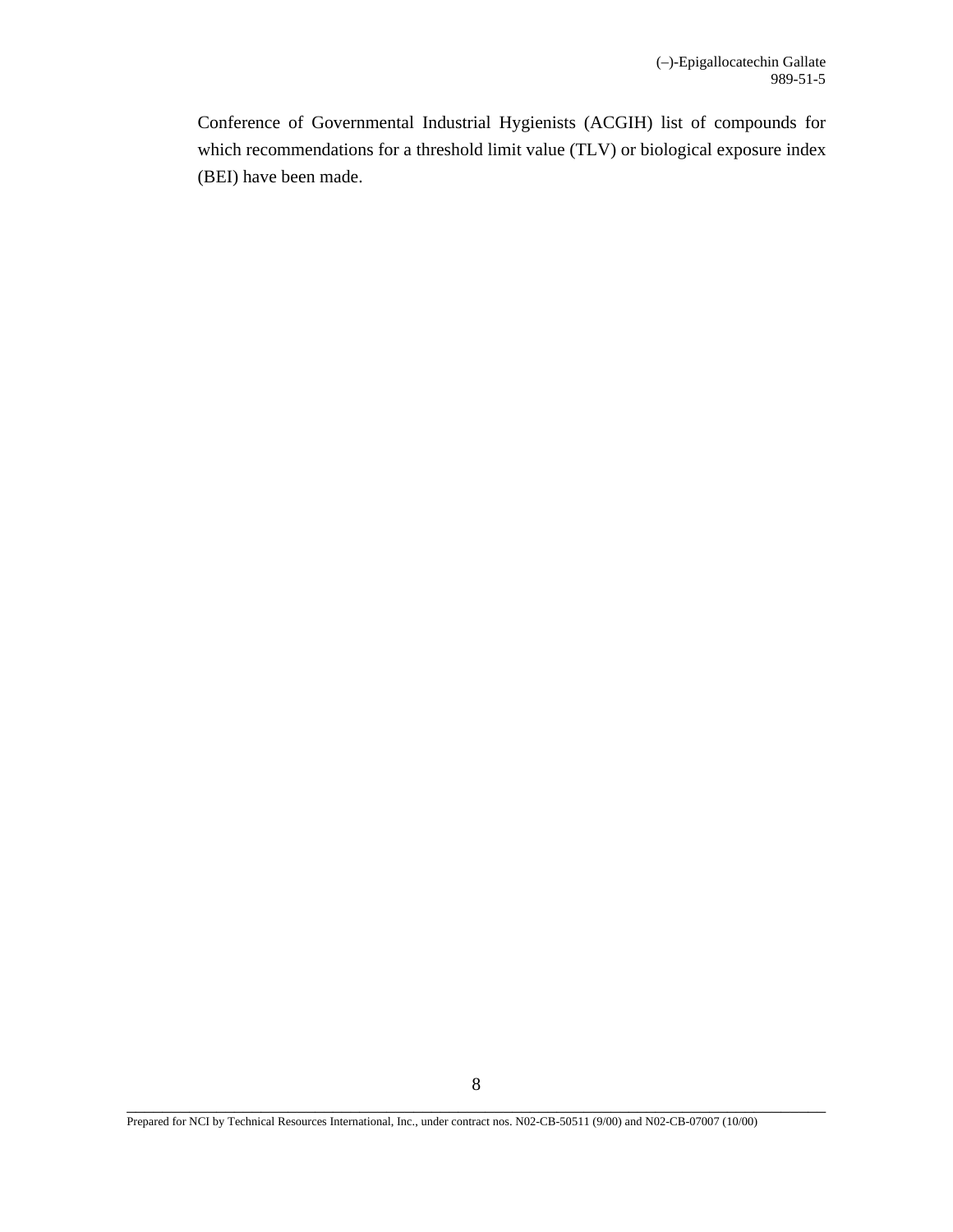Conference of Governmental Industrial Hygienists (ACGIH) list of compounds for which recommendations for a threshold limit value (TLV) or biological exposure index (BEI) have been made.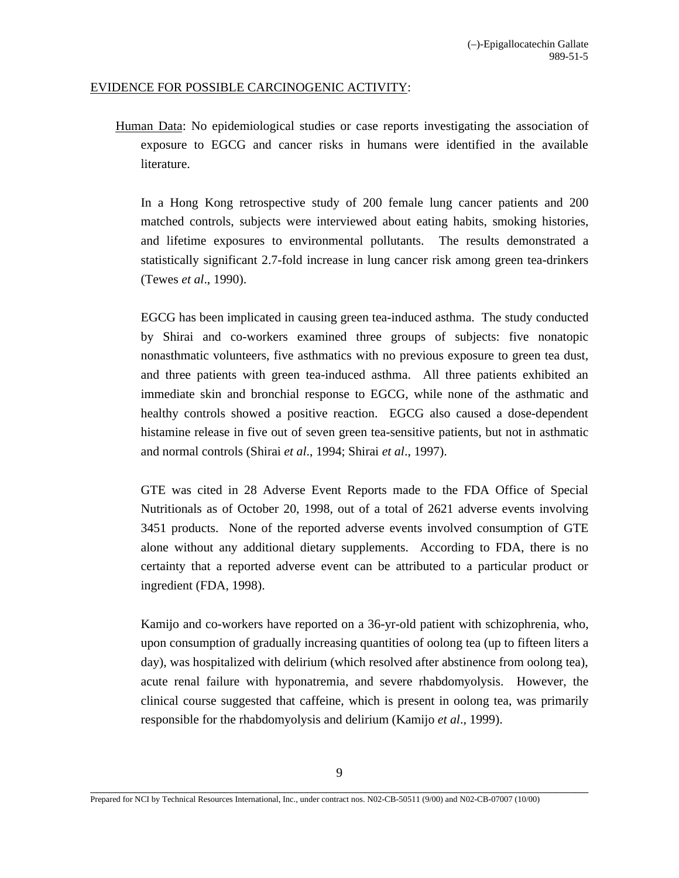EVIDENCE FOR POSSIBLE CARCINOGENIC ACTIVITY:

Human Data: No epidemiological studies or case reports investigating the association of exposure to EGCG and cancer risks in humans were identified in the available literature.

In a Hong Kong retrospective study of 200 female lung cancer patients and 200 matched controls, subjects were interviewed about eating habits, smoking histories, and lifetime exposures to environmental pollutants. The results demonstrated a statistically significant 2.7-fold increase in lung cancer risk among green tea-drinkers (Tewes *et al*., 1990).

EGCG has been implicated in causing green tea-induced asthma. The study conducted by Shirai and co-workers examined three groups of subjects: five nonatopic nonasthmatic volunteers, five asthmatics with no previous exposure to green tea dust, and three patients with green tea-induced asthma. All three patients exhibited an immediate skin and bronchial response to EGCG, while none of the asthmatic and healthy controls showed a positive reaction. EGCG also caused a dose-dependent histamine release in five out of seven green tea-sensitive patients, but not in asthmatic and normal controls (Shirai *et al*., 1994; Shirai *et al*., 1997).

GTE was cited in 28 Adverse Event Reports made to the FDA Office of Special Nutritionals as of October 20, 1998, out of a total of 2621 adverse events involving 3451 products. None of the reported adverse events involved consumption of GTE alone without any additional dietary supplements. According to FDA, there is no certainty that a reported adverse event can be attributed to a particular product or ingredient (FDA, 1998).

Kamijo and co-workers have reported on a 36-yr-old patient with schizophrenia, who, upon consumption of gradually increasing quantities of oolong tea (up to fifteen liters a day), was hospitalized with delirium (which resolved after abstinence from oolong tea), acute renal failure with hyponatremia, and severe rhabdomyolysis. However, the clinical course suggested that caffeine, which is present in oolong tea, was primarily responsible for the rhabdomyolysis and delirium (Kamijo *et al*., 1999).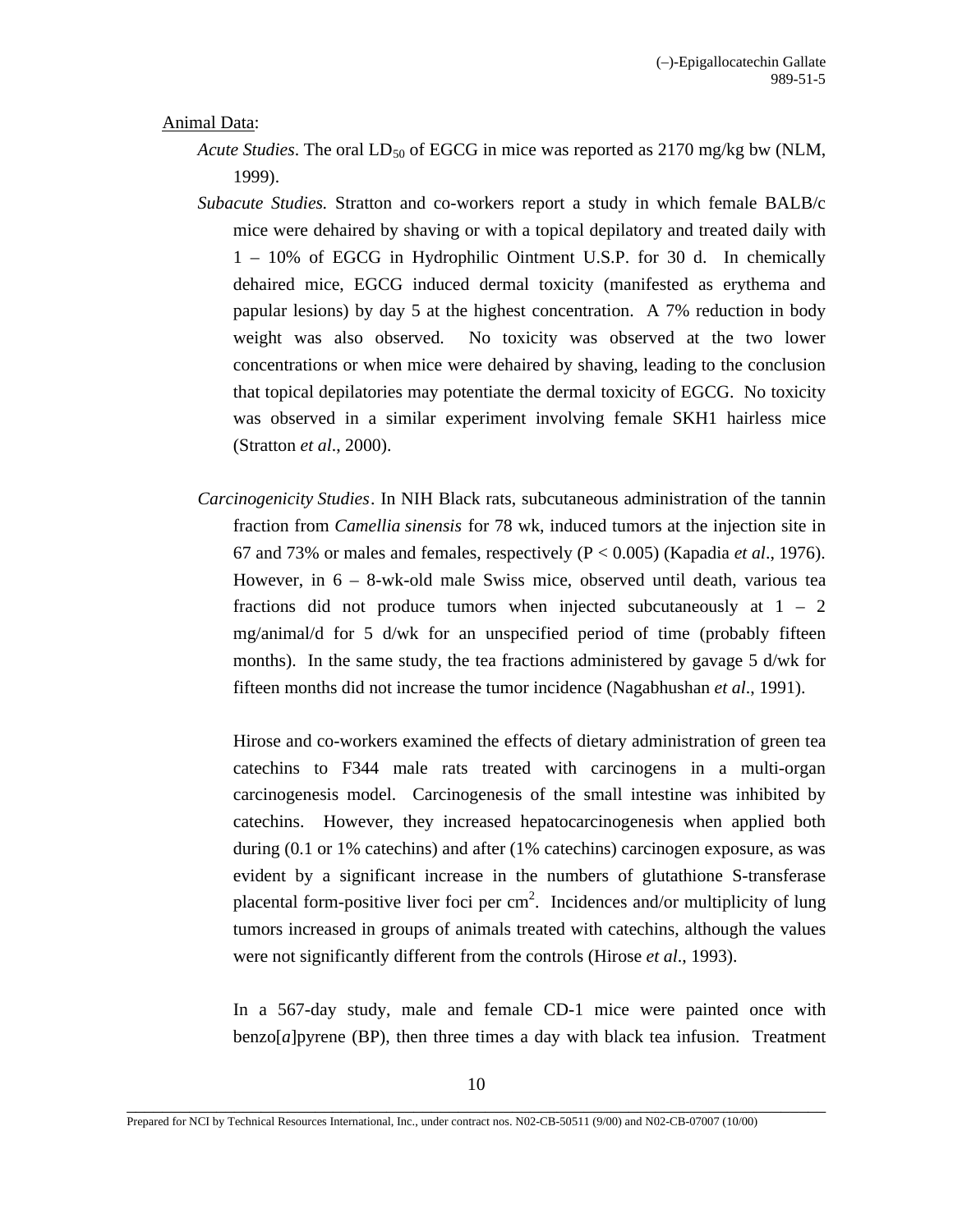Animal Data:

*Acute Studies*. The oral $LD_{50}$ of EGCG in mice was reported as 2170 mg/kg bw (NLM, 1999).

*Subacute Studies.* Stratton and co-workers report a study in which female BALB/c mice were dehaired by shaving or with a topical depilatory and treated daily with 1 – 10% of EGCG in Hydrophilic Ointment U.S.P. for 30 d. In chemically dehaired mice, EGCG induced dermal toxicity (manifested as erythema and papular lesions) by day 5 at the highest concentration. A 7% reduction in body weight was also observed. No toxicity was observed at the two lower concentrations or when mice were dehaired by shaving, leading to the conclusion that topical depilatories may potentiate the dermal toxicity of EGCG. No toxicity was observed in a similar experiment involving female SKH1 hairless mice (Stratton *et al*., 2000).

*Carcinogenicity Studies*. In NIH Black rats, subcutaneous administration of the tannin fraction from *Camellia sinensis* for 78 wk, induced tumors at the injection site in 67 and 73% or males and females, respectively ($P < 0.005$) (Kapadia *et al*., 1976). However, in 6 – 8-wk-old male Swiss mice, observed until death, various tea fractions did not produce tumors when injected subcutaneously at 1 – 2 mg/animal/d for 5 d/wk for an unspecified period of time (probably fifteen months). In the same study, the tea fractions administered by gavage 5 d/wk for fifteen months did not increase the tumor incidence (Nagabhushan *et al*., 1991).

Hirose and co-workers examined the effects of dietary administration of green tea catechins to F344 male rats treated with carcinogens in a multi-organ carcinogenesis model. Carcinogenesis of the small intestine was inhibited by catechins. However, they increased hepatocarcinogenesis when applied both during (0.1 or 1% catechins) and after (1% catechins) carcinogen exposure, as was evident by a significant increase in the numbers of glutathione S-transferase placental form-positive liver foci per $cm^2$. Incidences and/or multiplicity of lung tumors increased in groups of animals treated with catechins, although the values were not significantly different from the controls (Hirose *et al*., 1993).

In a 567-day study, male and female CD-1 mice were painted once with benzo[*a*]pyrene (BP), then three times a day with black tea infusion. Treatment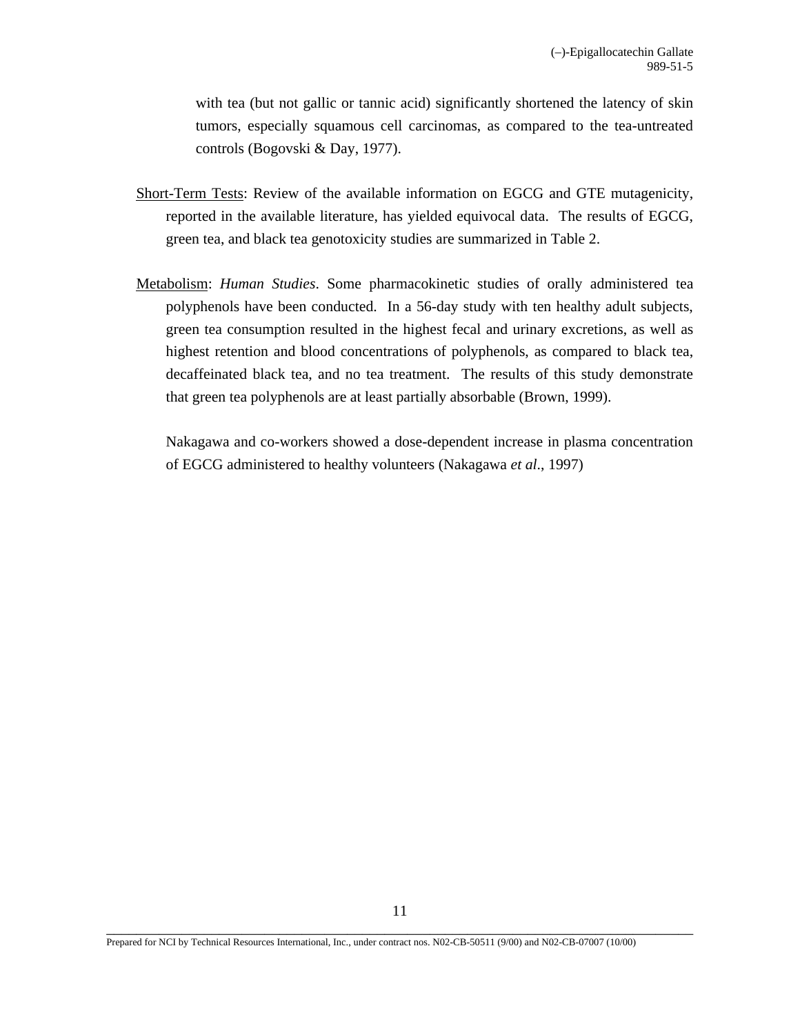with tea (but not gallic or tannic acid) significantly shortened the latency of skin tumors, especially squamous cell carcinomas, as compared to the tea-untreated controls (Bogovski & Day, 1977).

<u>Short-Term Tests</u>: Review of the available information on EGCG and GTE mutagenicity, reported in the available literature, has yielded equivocal data. The results of EGCG, green tea, and black tea genotoxicity studies are summarized in Table 2.

<u>Metabolism</u>: *Human Studies*. Some pharmacokinetic studies of orally administered tea polyphenols have been conducted. In a 56-day study with ten healthy adult subjects, green tea consumption resulted in the highest fecal and urinary excretions, as well as highest retention and blood concentrations of polyphenols, as compared to black tea, decaffeinated black tea, and no tea treatment. The results of this study demonstrate that green tea polyphenols are at least partially absorbable (Brown, 1999).

Nakagawa and co-workers showed a dose-dependent increase in plasma concentration of EGCG administered to healthy volunteers (Nakagawa *et al*., 1997)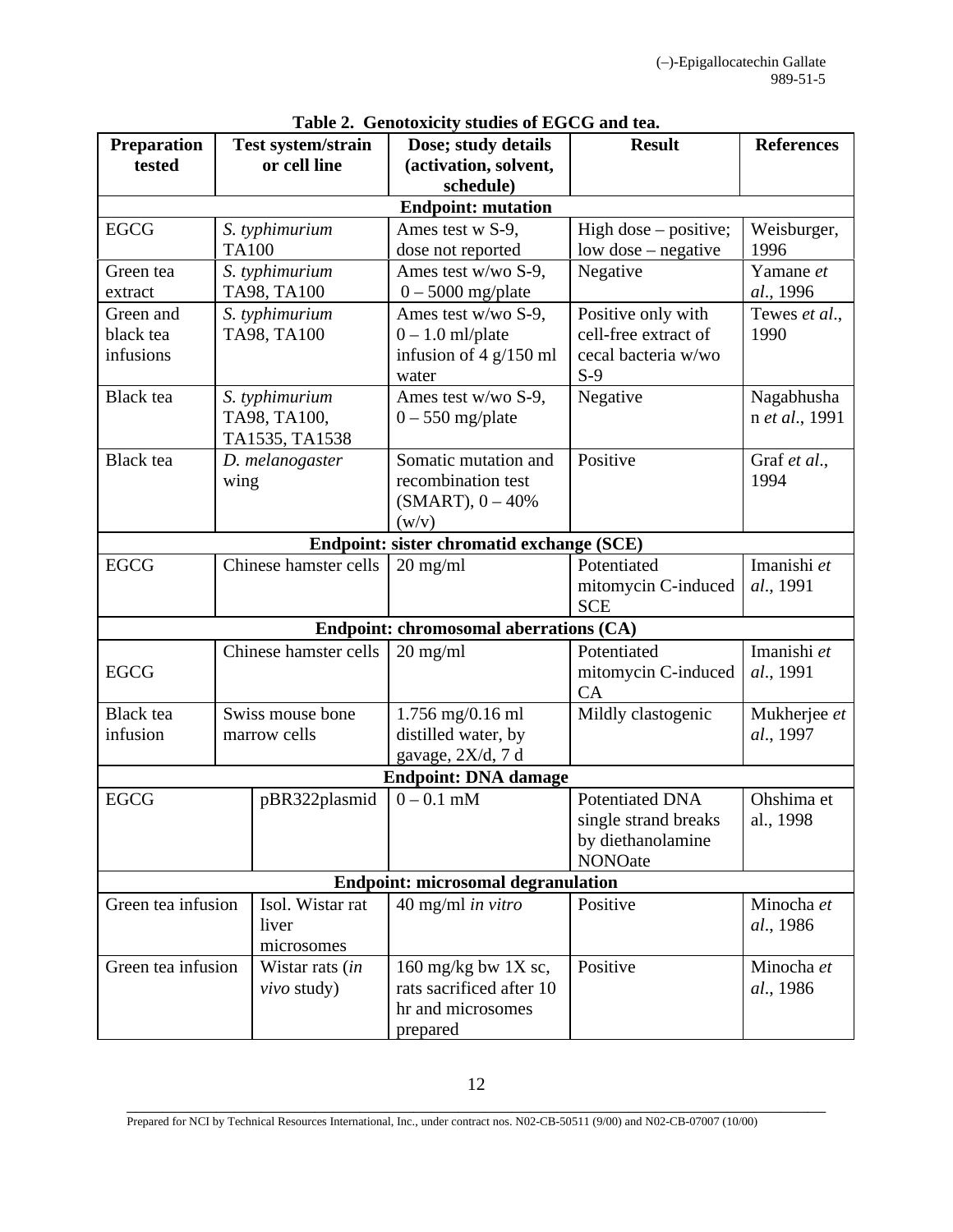**Table 2. Genotoxicity studies of EGCG and tea.**

| Preparation tested | Test system/strain or cell line | Dose; study details (activation, solvent, schedule) | Result | References |
|---|---|---|---|---|
| **Endpoint: mutation** | | | | |
| EGCG | *S. typhimurium* TA100 | Ames test w S-9, dose not reported | High dose – positive; low dose – negative | Weisburger, 1996 |
| Green tea extract | *S. typhimurium* TA98, TA100 | Ames test w/wo S-9, 0 – 5000 mg/plate | Negative | Yamane *et al*., 1996 |
| Green and black tea infusions | *S. typhimurium* TA98, TA100 | Ames test w/wo S-9, 0 – 1.0 ml/plate infusion of 4 g/150 ml water | Positive only with cell-free extract of cecal bacteria w/wo S-9 | Tewes *et al*., 1990 |
| Black tea | *S. typhimurium* TA98, TA100, TA1535, TA1538 | Ames test w/wo S-9, 0 – 550 mg/plate | Negative | Nagabhushan *et al*., 1991 |
| Black tea | *D. melanogaster* wing | Somatic mutation and recombination test (SMART), 0 – 40% (w/v) | Positive | Graf *et al*., 1994 |
| **Endpoint: sister chromatid exchange (SCE)** | | | | |
| EGCG | Chinese hamster cells | 20 mg/ml | Potentiated mitomycin C-induced SCE | Imanishi *et al*., 1991 |
| **Endpoint: chromosomal aberrations (CA)** | | | | |
| EGCG | Chinese hamster cells | 20 mg/ml | Potentiated mitomycin C-induced CA | Imanishi *et al*., 1991 |
| Black tea infusion | Swiss mouse bone marrow cells | 1.756 mg/0.16 ml distilled water, by gavage, 2X/d, 7 d | Mildly clastogenic | Mukherjee *et al*., 1997 |
| **Endpoint: DNA damage** | | | | |
| EGCG | pBR322plasmid | 0 – 0.1 mM | Potentiated DNA single strand breaks by diethanolamine NONOate | Ohshima et al., 1998 |
| **Endpoint: microsomal degranulation** | | | | |
| Green tea infusion | Isol. Wistar rat liver microsomes | 40 mg/ml *in vitro* | Positive | Minocha *et al*., 1986 |
| Green tea infusion | Wistar rats (*in vivo* study) | 160 mg/kg bw 1X sc, rats sacrificed after 10 hr and microsomes prepared | Positive | Minocha *et al*., 1986 |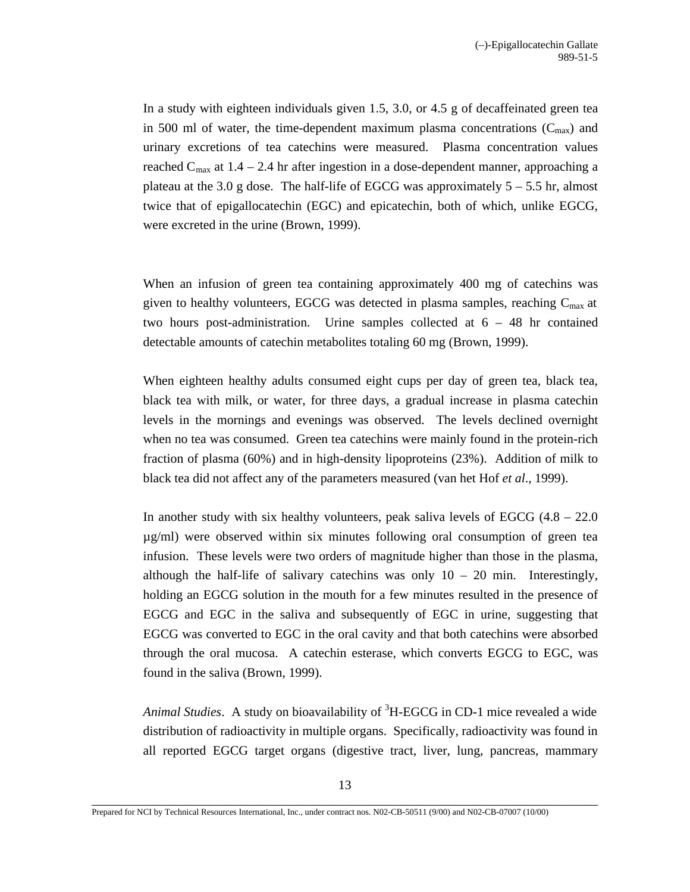In a study with eighteen individuals given 1.5, 3.0, or 4.5 g of decaffeinated green tea in 500 ml of water, the time-dependent maximum plasma concentrations ($C_{max}$) and urinary excretions of tea catechins were measured. Plasma concentration values reached $C_{max}$ at 1.4 – 2.4 hr after ingestion in a dose-dependent manner, approaching a plateau at the 3.0 g dose. The half-life of EGCG was approximately 5 – 5.5 hr, almost twice that of epigallocatechin (EGC) and epicatechin, both of which, unlike EGCG, were excreted in the urine (Brown, 1999).

When an infusion of green tea containing approximately 400 mg of catechins was given to healthy volunteers, EGCG was detected in plasma samples, reaching $C_{max}$ at two hours post-administration. Urine samples collected at 6 – 48 hr contained detectable amounts of catechin metabolites totaling 60 mg (Brown, 1999).

When eighteen healthy adults consumed eight cups per day of green tea, black tea, black tea with milk, or water, for three days, a gradual increase in plasma catechin levels in the mornings and evenings was observed. The levels declined overnight when no tea was consumed. Green tea catechins were mainly found in the protein-rich fraction of plasma (60%) and in high-density lipoproteins (23%). Addition of milk to black tea did not affect any of the parameters measured (van het Hof *et al*., 1999).

In another study with six healthy volunteers, peak saliva levels of EGCG (4.8 – 22.0 µg/ml) were observed within six minutes following oral consumption of green tea infusion. These levels were two orders of magnitude higher than those in the plasma, although the half-life of salivary catechins was only 10 – 20 min. Interestingly, holding an EGCG solution in the mouth for a few minutes resulted in the presence of EGCG and EGC in the saliva and subsequently of EGC in urine, suggesting that EGCG was converted to EGC in the oral cavity and that both catechins were absorbed through the oral mucosa. A catechin esterase, which converts EGCG to EGC, was found in the saliva (Brown, 1999).

*Animal Studies*. A study on bioavailability of $^{3}$H-EGCG in CD-1 mice revealed a wide distribution of radioactivity in multiple organs. Specifically, radioactivity was found in all reported EGCG target organs (digestive tract, liver, lung, pancreas, mammary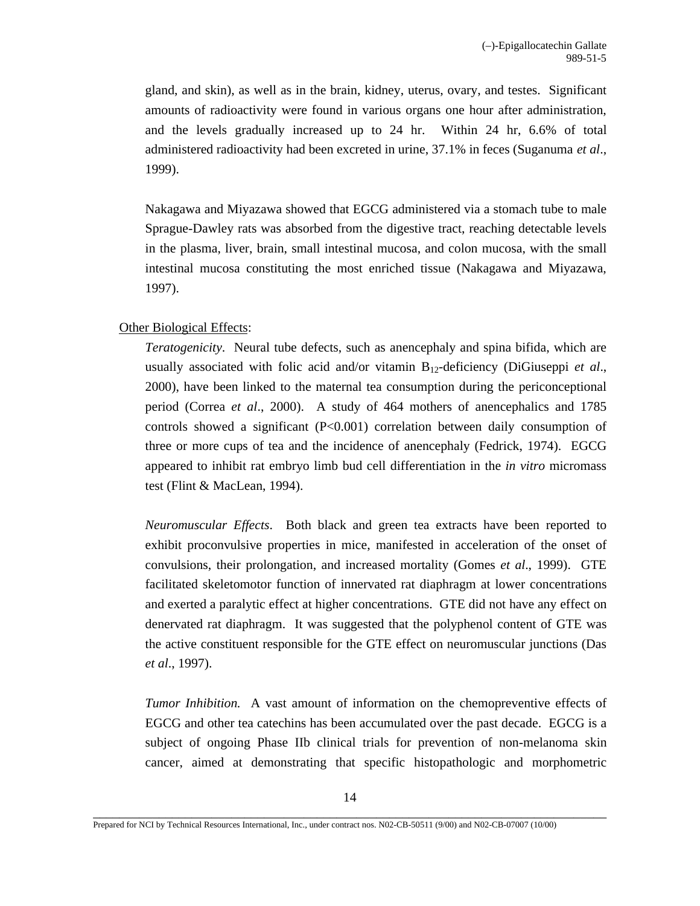gland, and skin), as well as in the brain, kidney, uterus, ovary, and testes. Significant amounts of radioactivity were found in various organs one hour after administration, and the levels gradually increased up to 24 hr. Within 24 hr, 6.6% of total administered radioactivity had been excreted in urine, 37.1% in feces (Suganuma *et al*., 1999).

Nakagawa and Miyazawa showed that EGCG administered via a stomach tube to male Sprague-Dawley rats was absorbed from the digestive tract, reaching detectable levels in the plasma, liver, brain, small intestinal mucosa, and colon mucosa, with the small intestinal mucosa constituting the most enriched tissue (Nakagawa and Miyazawa, 1997).

Other Biological Effects:

*Teratogenicity*. Neural tube defects, such as anencephaly and spina bifida, which are usually associated with folic acid and/or vitamin $B_{12}$-deficiency (DiGiuseppi *et al*., 2000), have been linked to the maternal tea consumption during the periconceptional period (Correa *et al*., 2000). A study of 464 mothers of anencephalics and 1785 controls showed a significant ($P<0.001$) correlation between daily consumption of three or more cups of tea and the incidence of anencephaly (Fedrick, 1974). EGCG appeared to inhibit rat embryo limb bud cell differentiation in the *in vitro* micromass test (Flint & MacLean, 1994).

*Neuromuscular Effects*. Both black and green tea extracts have been reported to exhibit proconvulsive properties in mice, manifested in acceleration of the onset of convulsions, their prolongation, and increased mortality (Gomes *et al*., 1999). GTE facilitated skeletomotor function of innervated rat diaphragm at lower concentrations and exerted a paralytic effect at higher concentrations. GTE did not have any effect on denervated rat diaphragm. It was suggested that the polyphenol content of GTE was the active constituent responsible for the GTE effect on neuromuscular junctions (Das *et al*., 1997).

*Tumor Inhibition.* A vast amount of information on the chemopreventive effects of EGCG and other tea catechins has been accumulated over the past decade. EGCG is a subject of ongoing Phase IIb clinical trials for prevention of non-melanoma skin cancer, aimed at demonstrating that specific histopathologic and morphometric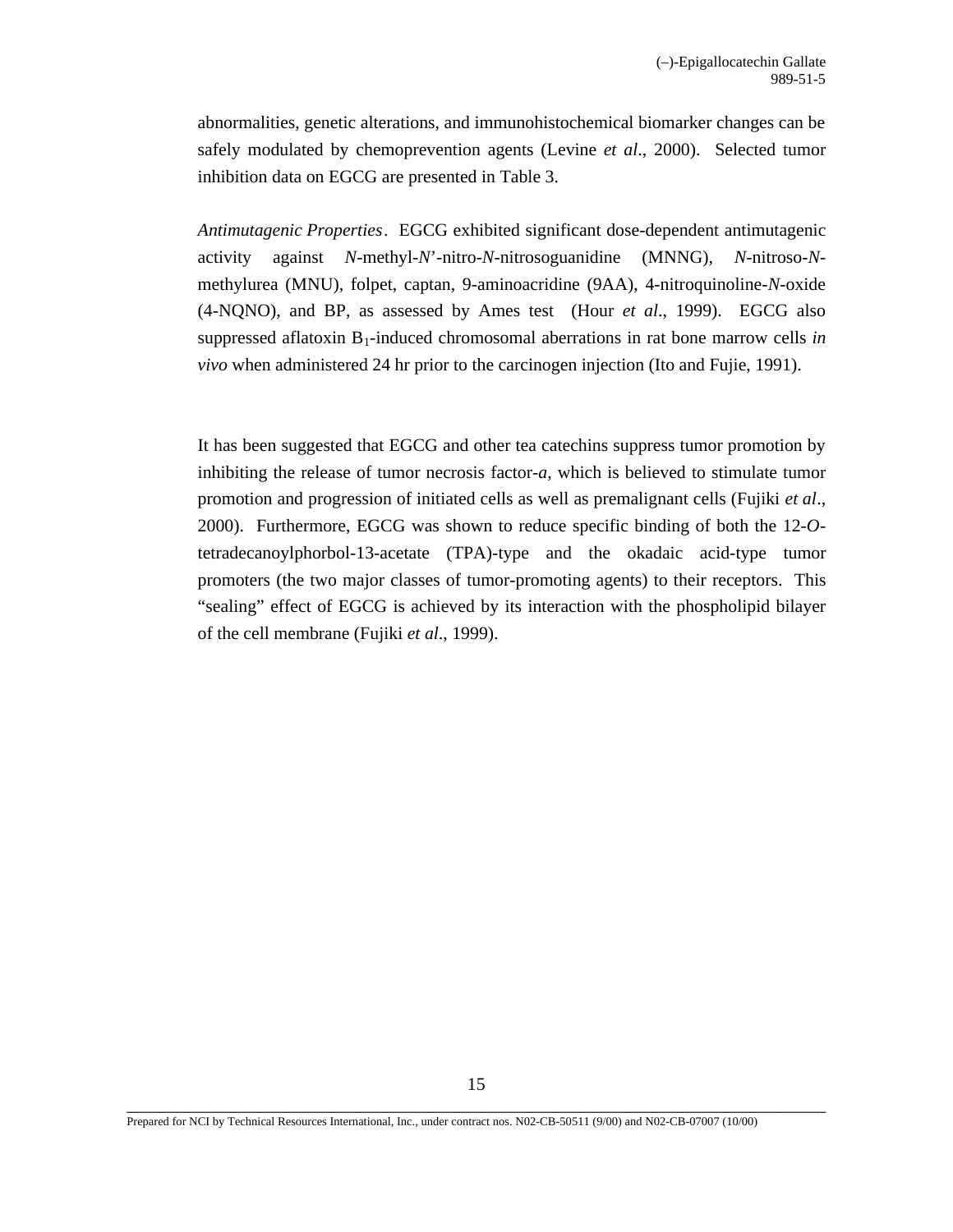abnormalities, genetic alterations, and immunohistochemical biomarker changes can be safely modulated by chemoprevention agents (Levine *et al*., 2000). Selected tumor inhibition data on EGCG are presented in Table 3.

*Antimutagenic Properties*. EGCG exhibited significant dose-dependent antimutagenic activity against *N*-methyl-*N*'-nitro-*N*-nitrosoguanidine (MNNG), *N*-nitroso-*N*-methylurea (MNU), folpet, captan, 9-aminoacridine (9AA), 4-nitroquinoline-*N*-oxide (4-NQNO), and BP, as assessed by Ames test (Hour *et al*., 1999). EGCG also suppressed aflatoxin $B_1$-induced chromosomal aberrations in rat bone marrow cells *in vivo* when administered 24 hr prior to the carcinogen injection (Ito and Fujie, 1991).

It has been suggested that EGCG and other tea catechins suppress tumor promotion by inhibiting the release of tumor necrosis factor-*a*, which is believed to stimulate tumor promotion and progression of initiated cells as well as premalignant cells (Fujiki *et al*., 2000). Furthermore, EGCG was shown to reduce specific binding of both the 12-*O*-tetradecanoylphorbol-13-acetate (TPA)-type and the okadaic acid-type tumor promoters (the two major classes of tumor-promoting agents) to their receptors. This "sealing" effect of EGCG is achieved by its interaction with the phospholipid bilayer of the cell membrane (Fujiki *et al*., 1999).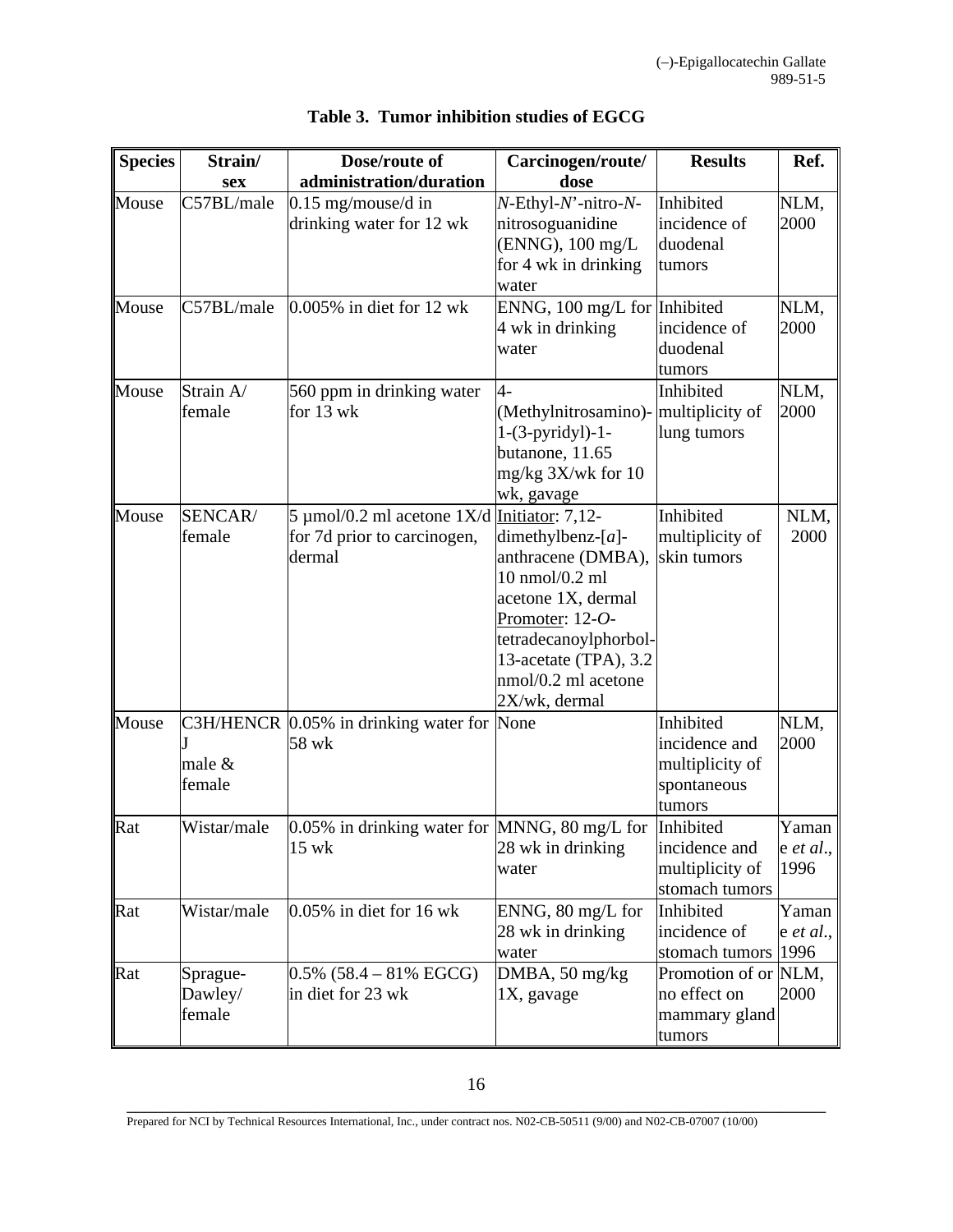**Table 3. Tumor inhibition studies of EGCG**

| Species | Strain/ sex | Dose/route of administration/duration | Carcinogen/route/ dose | Results | Ref. |
|---|---|---|---|---|---|
| Mouse | C57BL/male | 0.15 mg/mouse/d in drinking water for 12 wk | *N*-Ethyl-*N*'-nitro-*N*-nitrosoguanidine (ENNG), 100 mg/L for 4 wk in drinking water | Inhibited incidence of duodenal tumors | NLM, 2000 |
| Mouse | C57BL/male | 0.005% in diet for 12 wk | ENNG, 100 mg/L for 4 wk in drinking water | Inhibited incidence of duodenal tumors | NLM, 2000 |
| Mouse | Strain A/ female | 560 ppm in drinking water for 13 wk | 4-(Methylnitrosamino)-1-(3-pyridyl)-1-butanone, 11.65 mg/kg 3X/wk for 10 wk, gavage | Inhibited multiplicity of lung tumors | NLM, 2000 |
| Mouse | SENCAR/ female | 5 µmol/0.2 ml acetone 1X/d for 7d prior to carcinogen, dermal | Initiator: 7,12-dimethylbenz-[*a*]-anthracene (DMBA), 10 nmol/0.2 ml acetone 1X, dermal<br>Promoter: 12-*O*-tetradecanoylphorbol-13-acetate (TPA), 3.2 nmol/0.2 ml acetone 2X/wk, dermal | Inhibited multiplicity of skin tumors | NLM, 2000 |
| Mouse | C3H/HENCRJ male & female | 0.05% in drinking water for 58 wk | None | Inhibited incidence and multiplicity of spontaneous tumors | NLM, 2000 |
| Rat | Wistar/male | 0.05% in drinking water for 15 wk | MNNG, 80 mg/L for 28 wk in drinking water | Inhibited incidence and multiplicity of stomach tumors | Yamane *et al.*, 1996 |
| Rat | Wistar/male | 0.05% in diet for 16 wk | ENNG, 80 mg/L for 28 wk in drinking water | Inhibited incidence of stomach tumors | Yamane *et al.*, 1996 |
| Rat | Sprague-Dawley/ female | 0.5% (58.4 – 81% EGCG) in diet for 23 wk | DMBA, 50 mg/kg 1X, gavage | Promotion of or no effect on mammary gland tumors | NLM, 2000 |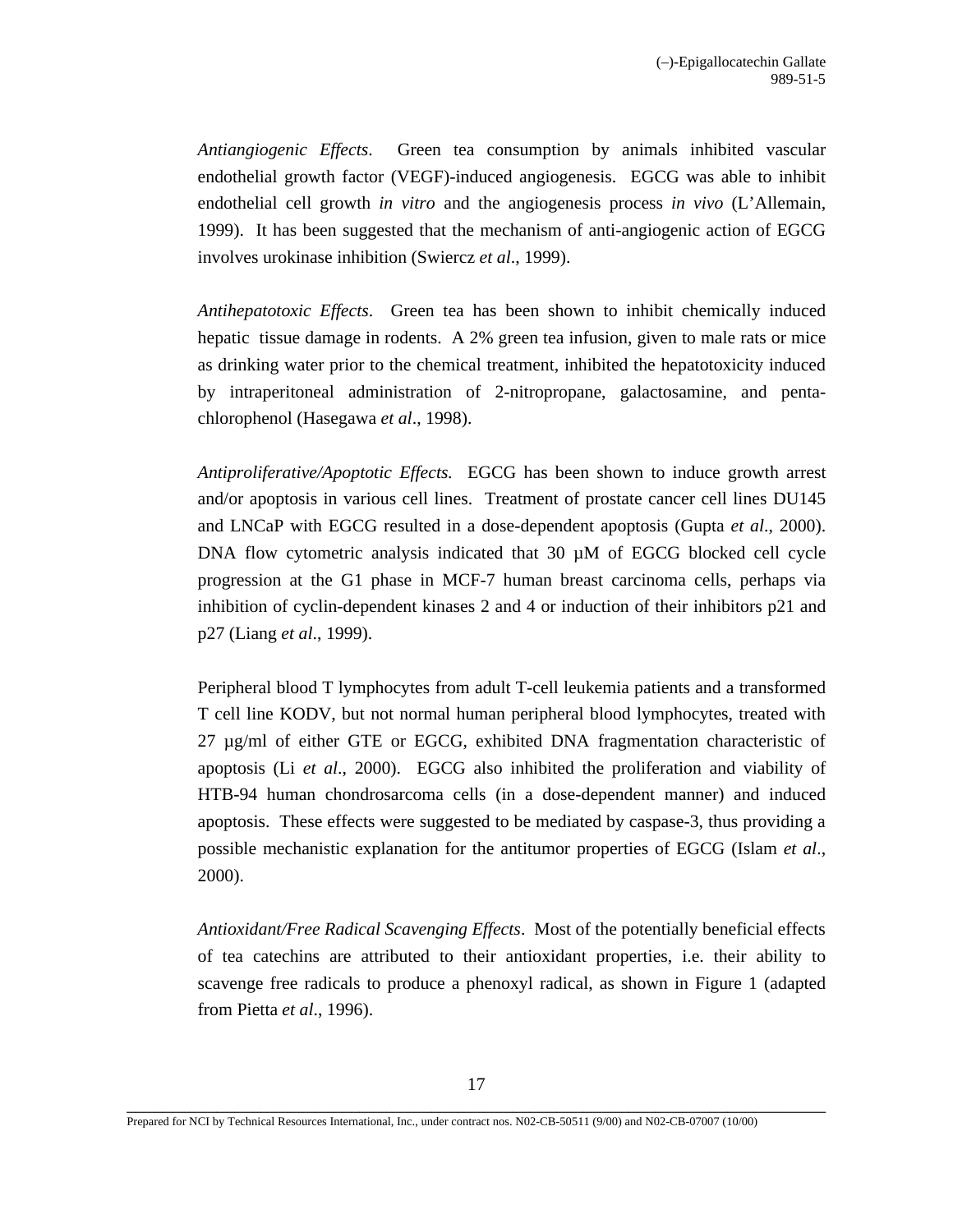*Antiangiogenic Effects*. Green tea consumption by animals inhibited vascular endothelial growth factor (VEGF)-induced angiogenesis. EGCG was able to inhibit endothelial cell growth *in vitro* and the angiogenesis process *in vivo* (L'Allemain, 1999). It has been suggested that the mechanism of anti-angiogenic action of EGCG involves urokinase inhibition (Swiercz *et al*., 1999).

*Antihepatotoxic Effects*. Green tea has been shown to inhibit chemically induced hepatic tissue damage in rodents. A 2% green tea infusion, given to male rats or mice as drinking water prior to the chemical treatment, inhibited the hepatotoxicity induced by intraperitoneal administration of 2-nitropropane, galactosamine, and penta-chlorophenol (Hasegawa *et al*., 1998).

*Antiproliferative/Apoptotic Effects.* EGCG has been shown to induce growth arrest and/or apoptosis in various cell lines. Treatment of prostate cancer cell lines DU145 and LNCaP with EGCG resulted in a dose-dependent apoptosis (Gupta *et al*., 2000). DNA flow cytometric analysis indicated that 30 µM of EGCG blocked cell cycle progression at the G1 phase in MCF-7 human breast carcinoma cells, perhaps via inhibition of cyclin-dependent kinases 2 and 4 or induction of their inhibitors p21 and p27 (Liang *et al*., 1999).

Peripheral blood T lymphocytes from adult T-cell leukemia patients and a transformed T cell line KODV, but not normal human peripheral blood lymphocytes, treated with 27 µg/ml of either GTE or EGCG, exhibited DNA fragmentation characteristic of apoptosis (Li *et al*., 2000). EGCG also inhibited the proliferation and viability of HTB-94 human chondrosarcoma cells (in a dose-dependent manner) and induced apoptosis. These effects were suggested to be mediated by caspase-3, thus providing a possible mechanistic explanation for the antitumor properties of EGCG (Islam *et al*., 2000).

*Antioxidant/Free Radical Scavenging Effects*. Most of the potentially beneficial effects of tea catechins are attributed to their antioxidant properties, i.e. their ability to scavenge free radicals to produce a phenoxyl radical, as shown in Figure 1 (adapted from Pietta *et al*., 1996).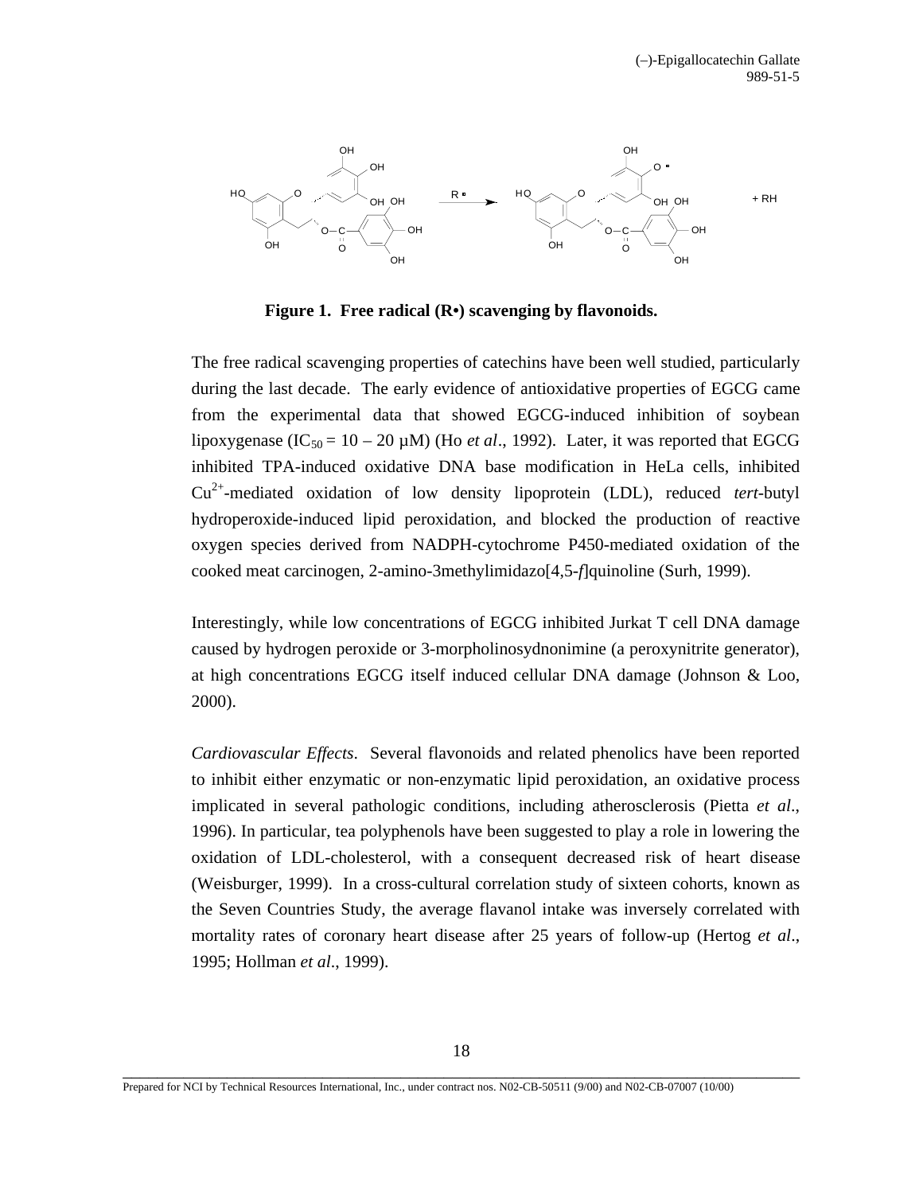**Figure 1. Free radical (R•) scavenging by flavonoids.**

The free radical scavenging properties of catechins have been well studied, particularly during the last decade. The early evidence of antioxidative properties of EGCG came from the experimental data that showed EGCG-induced inhibition of soybean lipoxygenase ($IC_{50}$ = 10 – 20 µM) (Ho *et al*., 1992). Later, it was reported that EGCG inhibited TPA-induced oxidative DNA base modification in HeLa cells, inhibited $Cu^{2+}$-mediated oxidation of low density lipoprotein (LDL), reduced *tert*-butyl hydroperoxide-induced lipid peroxidation, and blocked the production of reactive oxygen species derived from NADPH-cytochrome P450-mediated oxidation of the cooked meat carcinogen, 2-amino-3methylimidazo[4,5-*f*]quinoline (Surh, 1999).

Interestingly, while low concentrations of EGCG inhibited Jurkat T cell DNA damage caused by hydrogen peroxide or 3-morpholinosydnonimine (a peroxynitrite generator), at high concentrations EGCG itself induced cellular DNA damage (Johnson & Loo, 2000).

*Cardiovascular Effects*. Several flavonoids and related phenolics have been reported to inhibit either enzymatic or non-enzymatic lipid peroxidation, an oxidative process implicated in several pathologic conditions, including atherosclerosis (Pietta *et al*., 1996). In particular, tea polyphenols have been suggested to play a role in lowering the oxidation of LDL-cholesterol, with a consequent decreased risk of heart disease (Weisburger, 1999). In a cross-cultural correlation study of sixteen cohorts, known as the Seven Countries Study, the average flavanol intake was inversely correlated with mortality rates of coronary heart disease after 25 years of follow-up (Hertog *et al*., 1995; Hollman *et al*., 1999).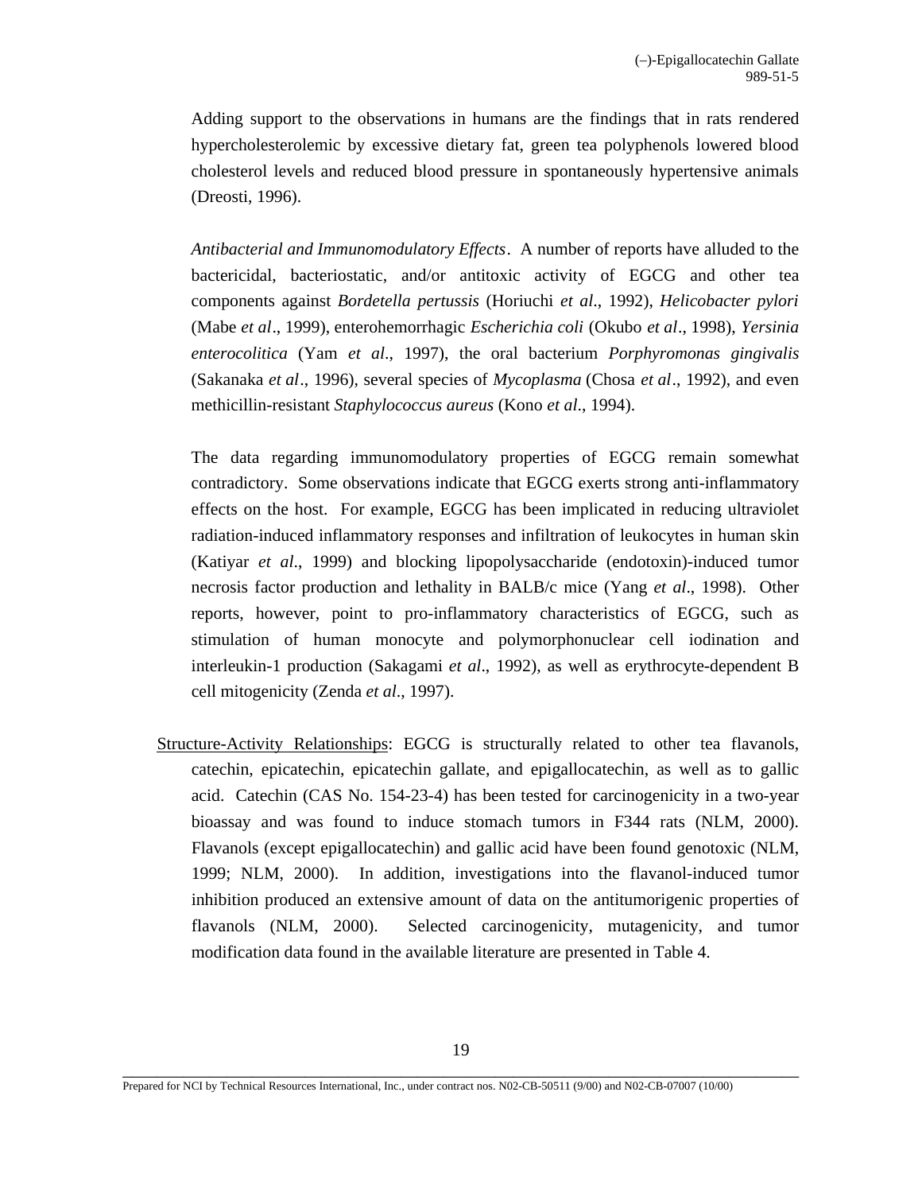Adding support to the observations in humans are the findings that in rats rendered hypercholesterolemic by excessive dietary fat, green tea polyphenols lowered blood cholesterol levels and reduced blood pressure in spontaneously hypertensive animals (Dreosti, 1996).

*Antibacterial and Immunomodulatory Effects*. A number of reports have alluded to the bactericidal, bacteriostatic, and/or antitoxic activity of EGCG and other tea components against *Bordetella pertussis* (Horiuchi *et al*., 1992), *Helicobacter pylori* (Mabe *et al*., 1999), enterohemorrhagic *Escherichia coli* (Okubo *et al*., 1998), *Yersinia enterocolitica* (Yam *et al*., 1997), the oral bacterium *Porphyromonas gingivalis* (Sakanaka *et al*., 1996), several species of *Mycoplasma* (Chosa *et al*., 1992), and even methicillin-resistant *Staphylococcus aureus* (Kono *et al*., 1994).

The data regarding immunomodulatory properties of EGCG remain somewhat contradictory. Some observations indicate that EGCG exerts strong anti-inflammatory effects on the host. For example, EGCG has been implicated in reducing ultraviolet radiation-induced inflammatory responses and infiltration of leukocytes in human skin (Katiyar *et al*., 1999) and blocking lipopolysaccharide (endotoxin)-induced tumor necrosis factor production and lethality in BALB/c mice (Yang *et al*., 1998). Other reports, however, point to pro-inflammatory characteristics of EGCG, such as stimulation of human monocyte and polymorphonuclear cell iodination and interleukin-1 production (Sakagami *et al*., 1992), as well as erythrocyte-dependent B cell mitogenicity (Zenda *et al*., 1997).

<u>Structure-Activity Relationships</u>: EGCG is structurally related to other tea flavanols, catechin, epicatechin, epicatechin gallate, and epigallocatechin, as well as to gallic acid. Catechin (CAS No. 154-23-4) has been tested for carcinogenicity in a two-year bioassay and was found to induce stomach tumors in F344 rats (NLM, 2000). Flavanols (except epigallocatechin) and gallic acid have been found genotoxic (NLM, 1999; NLM, 2000). In addition, investigations into the flavanol-induced tumor inhibition produced an extensive amount of data on the antitumorigenic properties of flavanols (NLM, 2000). Selected carcinogenicity, mutagenicity, and tumor modification data found in the available literature are presented in Table 4.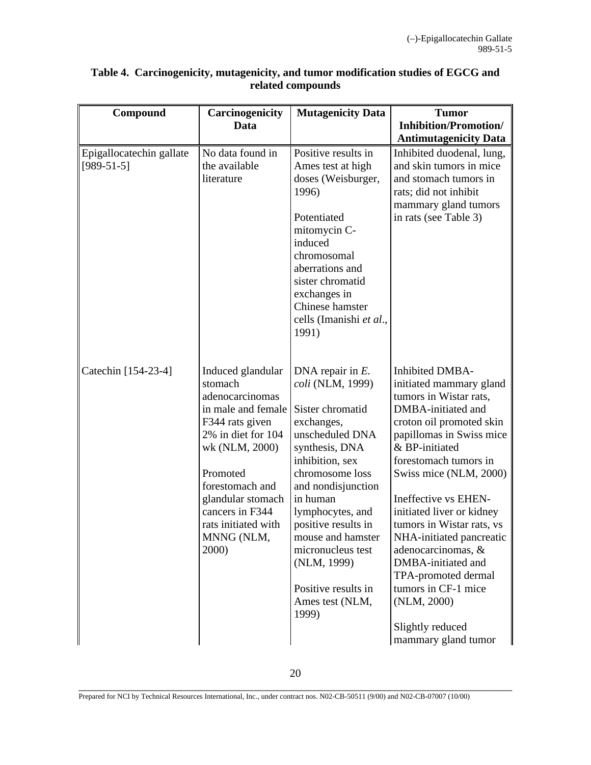**Table 4. Carcinogenicity, mutagenicity, and tumor modification studies of EGCG and related compounds**

| Compound | Carcinogenicity Data | Mutagenicity Data | Tumor Inhibition/Promotion/ Antimutagenicity Data |
| --- | --- | --- | --- |
| Epigallocatechin gallate [989-51-5] | No data found in the available literature | Positive results in Ames test at high doses (Weisburger, 1996)<br><br>Potentiated mitomycin C-induced chromosomal aberrations and sister chromatid exchanges in Chinese hamster cells (Imanishi *et al*., 1991) | Inhibited duodenal, lung, and skin tumors in mice and stomach tumors in rats; did not inhibit mammary gland tumors in rats (see Table 3) |
| Catechin [154-23-4] | Induced glandular stomach adenocarcinomas in male and female F344 rats given 2% in diet for 104 wk (NLM, 2000)<br><br>Promoted forestomach and glandular stomach cancers in F344 rats initiated with MNNG (NLM, 2000) | DNA repair in *E. coli* (NLM, 1999)<br><br>Sister chromatid exchanges, unscheduled DNA synthesis, DNA inhibition, sex chromosome loss and nondisjunction in human lymphocytes, and positive results in mouse and hamster micronucleus test (NLM, 1999)<br><br>Positive results in Ames test (NLM, 1999) | Inhibited DMBA-initiated mammary gland tumors in Wistar rats, DMBA-initiated and croton oil promoted skin papillomas in Swiss mice & BP-initiated forestomach tumors in Swiss mice (NLM, 2000)<br><br>Ineffective vs EHEN-initiated liver or kidney tumors in Wistar rats, vs NHA-initiated pancreatic adenocarcinomas, & DMBA-initiated and TPA-promoted dermal tumors in CF-1 mice (NLM, 2000)<br><br>Slightly reduced mammary gland tumor |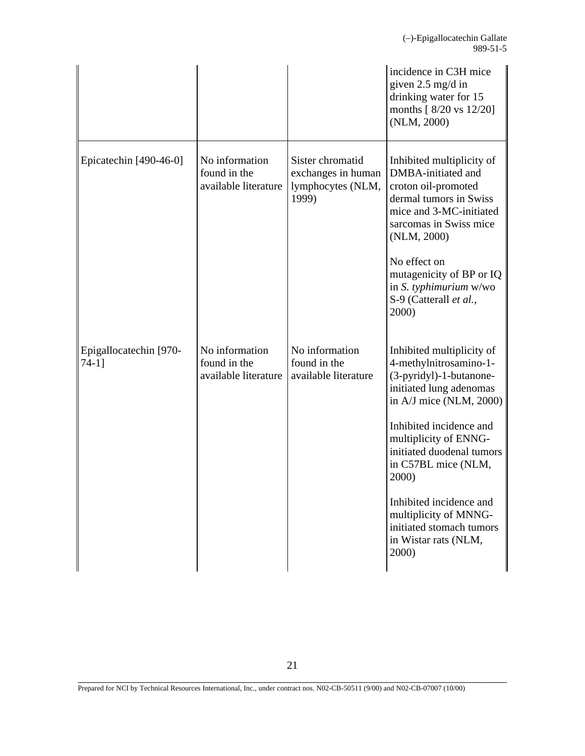| | | | |
|---|---|---|---|
| | | | incidence in C3H mice given 2.5 mg/d in drinking water for 15 months [ 8/20 vs 12/20] (NLM, 2000) |
| Epicatechin [490-46-0] | No information found in the available literature | Sister chromatid exchanges in human lymphocytes (NLM, 1999) | Inhibited multiplicity of DMBA-initiated and croton oil-promoted dermal tumors in Swiss mice and 3-MC-initiated sarcomas in Swiss mice (NLM, 2000)<br><br>No effect on mutagenicity of BP or IQ in *S. typhimurium* w/wo S-9 (Catterall *et al.*, 2000) |
| Epigallocatechin [970-74-1] | No information found in the available literature | No information found in the available literature | Inhibited multiplicity of 4-methylnitrosamino-1-(3-pyridyl)-1-butanone-initiated lung adenomas in A/J mice (NLM, 2000)<br><br>Inhibited incidence and multiplicity of ENNG-initiated duodenal tumors in C57BL mice (NLM, 2000)<br><br>Inhibited incidence and multiplicity of MNNG-initiated stomach tumors in Wistar rats (NLM, 2000) |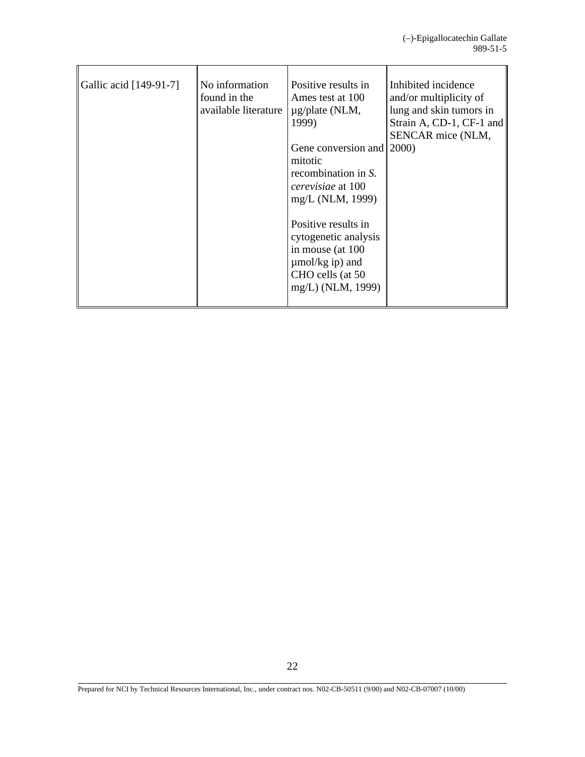| | | | |
|---|---|---|---|
| Gallic acid [149-91-7] | No information found in the available literature | Positive results in Ames test at 100 µg/plate (NLM, 1999)<br><br>Gene conversion and mitotic recombination in *S. cerevisiae* at 100 mg/L (NLM, 1999)<br><br>Positive results in cytogenetic analysis in mouse (at 100 µmol/kg ip) and CHO cells (at 50 mg/L) (NLM, 1999) | Inhibited incidence and/or multiplicity of lung and skin tumors in Strain A, CD-1, CF-1 and SENCAR mice (NLM, 2000) |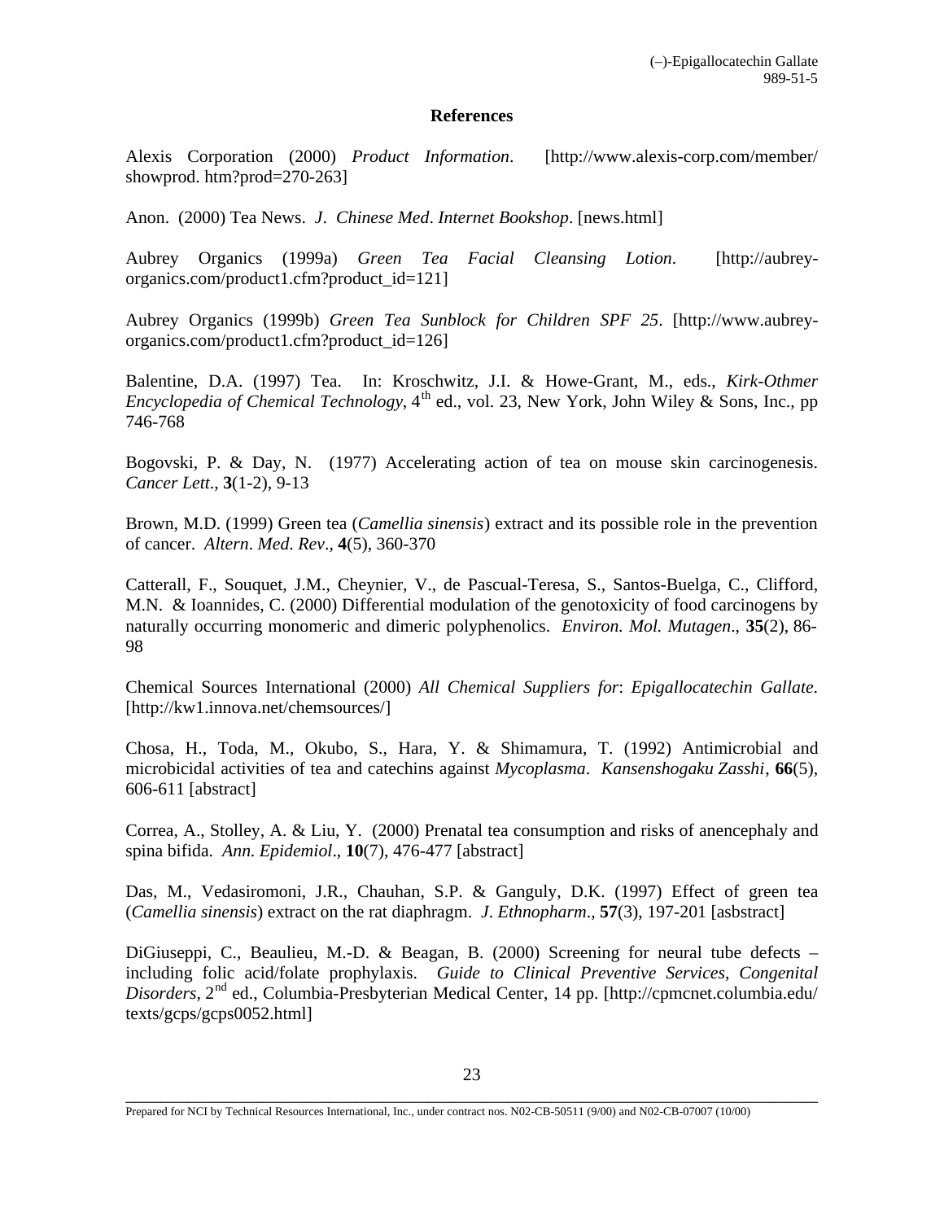## References

Alexis Corporation (2000) *Product Information*. [http://www.alexis-corp.com/member/showprod. htm?prod=270-263]

Anon. (2000) Tea News. *J. Chinese Med. Internet Bookshop*. [news.html]

Aubrey Organics (1999a) *Green Tea Facial Cleansing Lotion*. [http://aubrey-organics.com/product1.cfm?product_id=121]

Aubrey Organics (1999b) *Green Tea Sunblock for Children SPF 25*. [http://www.aubrey-organics.com/product1.cfm?product_id=126]

Balentine, D.A. (1997) Tea. In: Kroschwitz, J.I. & Howe-Grant, M., eds., *Kirk-Othmer Encyclopedia of Chemical Technology*, 4th ed., vol. 23, New York, John Wiley & Sons, Inc., pp 746-768

Bogovski, P. & Day, N. (1977) Accelerating action of tea on mouse skin carcinogenesis. *Cancer Lett*., **3**(1-2), 9-13

Brown, M.D. (1999) Green tea (*Camellia sinensis*) extract and its possible role in the prevention of cancer. *Altern. Med. Rev*., **4**(5), 360-370

Catterall, F., Souquet, J.M., Cheynier, V., de Pascual-Teresa, S., Santos-Buelga, C., Clifford, M.N. & Ioannides, C. (2000) Differential modulation of the genotoxicity of food carcinogens by naturally occurring monomeric and dimeric polyphenolics. *Environ. Mol. Mutagen*., **35**(2), 86-98

Chemical Sources International (2000) *All Chemical Suppliers for*: *Epigallocatechin Gallate*. [http://kw1.innova.net/chemsources/]

Chosa, H., Toda, M., Okubo, S., Hara, Y. & Shimamura, T. (1992) Antimicrobial and microbicidal activities of tea and catechins against *Mycoplasma*. *Kansenshogaku Zasshi*, **66**(5), 606-611 [abstract]

Correa, A., Stolley, A. & Liu, Y. (2000) Prenatal tea consumption and risks of anencephaly and spina bifida. *Ann. Epidemiol*., **10**(7), 476-477 [abstract]

Das, M., Vedasiromoni, J.R., Chauhan, S.P. & Ganguly, D.K. (1997) Effect of green tea (*Camellia sinensis*) extract on the rat diaphragm. *J. Ethnopharm*., **57**(3), 197-201 [asbstract]

DiGiuseppi, C., Beaulieu, M.-D. & Beagan, B. (2000) Screening for neural tube defects – including folic acid/folate prophylaxis. *Guide to Clinical Preventive Services*, *Congenital Disorders*, 2nd ed., Columbia-Presbyterian Medical Center, 14 pp. [http://cpmcnet.columbia.edu/texts/gcps/gcps0052.html]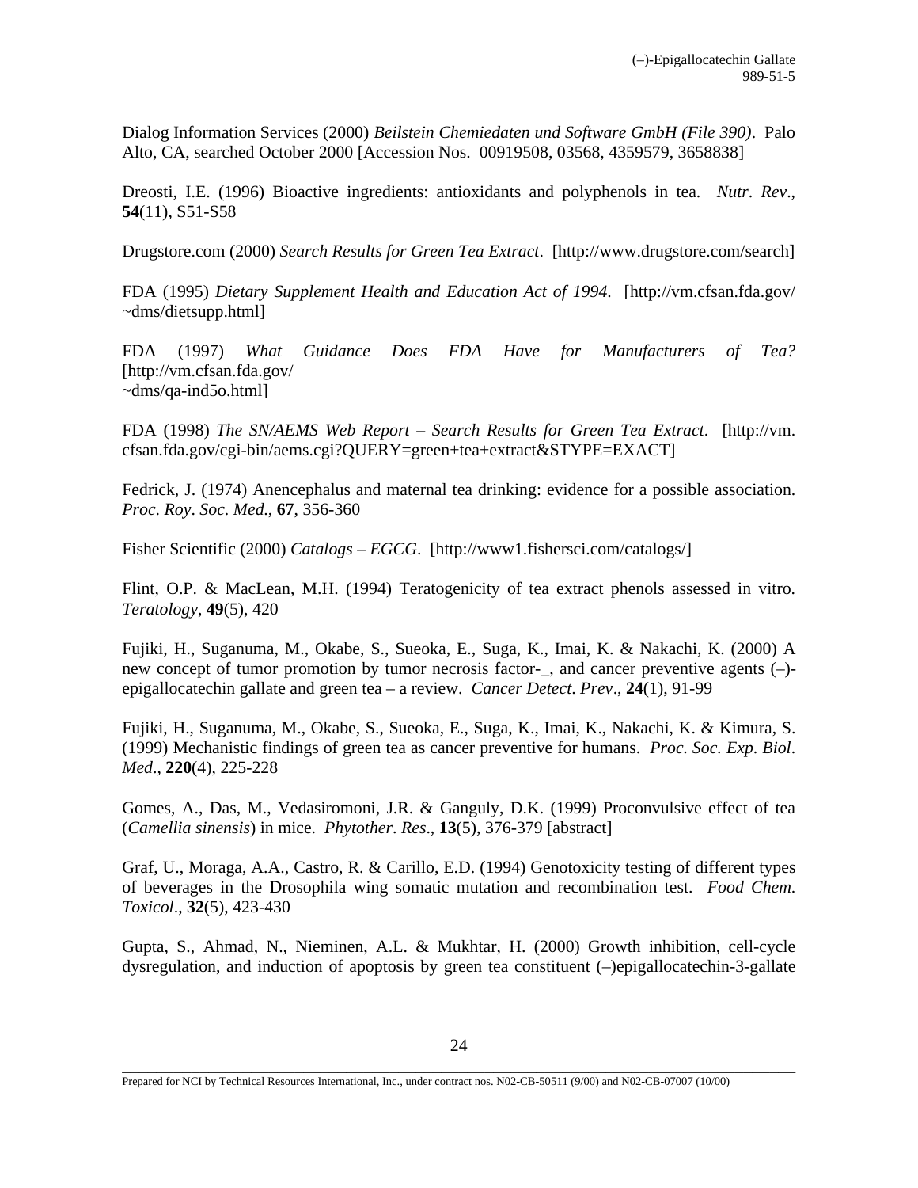Dialog Information Services (2000) *Beilstein Chemiedaten und Software GmbH (File 390)*. Palo Alto, CA, searched October 2000 [Accession Nos. 00919508, 03568, 4359579, 3658838]

Dreosti, I.E. (1996) Bioactive ingredients: antioxidants and polyphenols in tea. *Nutr. Rev.*, **54**(11), S51-S58

Drugstore.com (2000) *Search Results for Green Tea Extract*. [http://www.drugstore.com/search]

FDA (1995) *Dietary Supplement Health and Education Act of 1994*. [http://vm.cfsan.fda.gov/~dms/dietsupp.html]

FDA (1997) *What Guidance Does FDA Have for Manufacturers of Tea?* [http://vm.cfsan.fda.gov/~dms/qa-ind5o.html]

FDA (1998) *The SN/AEMS Web Report – Search Results for Green Tea Extract*. [http://vm.cfsan.fda.gov/cgi-bin/aems.cgi?QUERY=green+tea+extract&STYPE=EXACT]

Fedrick, J. (1974) Anencephalus and maternal tea drinking: evidence for a possible association. *Proc. Roy. Soc. Med.*, **67**, 356-360

Fisher Scientific (2000) *Catalogs – EGCG*. [http://www1.fishersci.com/catalogs/]

Flint, O.P. & MacLean, M.H. (1994) Teratogenicity of tea extract phenols assessed in vitro. *Teratology*, **49**(5), 420

Fujiki, H., Suganuma, M., Okabe, S., Sueoka, E., Suga, K., Imai, K. & Nakachi, K. (2000) A new concept of tumor promotion by tumor necrosis factor-_, and cancer preventive agents (–)-epigallocatechin gallate and green tea – a review. *Cancer Detect. Prev.*, **24**(1), 91-99

Fujiki, H., Suganuma, M., Okabe, S., Sueoka, E., Suga, K., Imai, K., Nakachi, K. & Kimura, S. (1999) Mechanistic findings of green tea as cancer preventive for humans. *Proc. Soc. Exp. Biol. Med.*, **220**(4), 225-228

Gomes, A., Das, M., Vedasiromoni, J.R. & Ganguly, D.K. (1999) Proconvulsive effect of tea (*Camellia sinensis*) in mice. *Phytother. Res.*, **13**(5), 376-379 [abstract]

Graf, U., Moraga, A.A., Castro, R. & Carillo, E.D. (1994) Genotoxicity testing of different types of beverages in the Drosophila wing somatic mutation and recombination test. *Food Chem. Toxicol.*, **32**(5), 423-430

Gupta, S., Ahmad, N., Nieminen, A.L. & Mukhtar, H. (2000) Growth inhibition, cell-cycle dysregulation, and induction of apoptosis by green tea constituent (–)epigallocatechin-3-gallate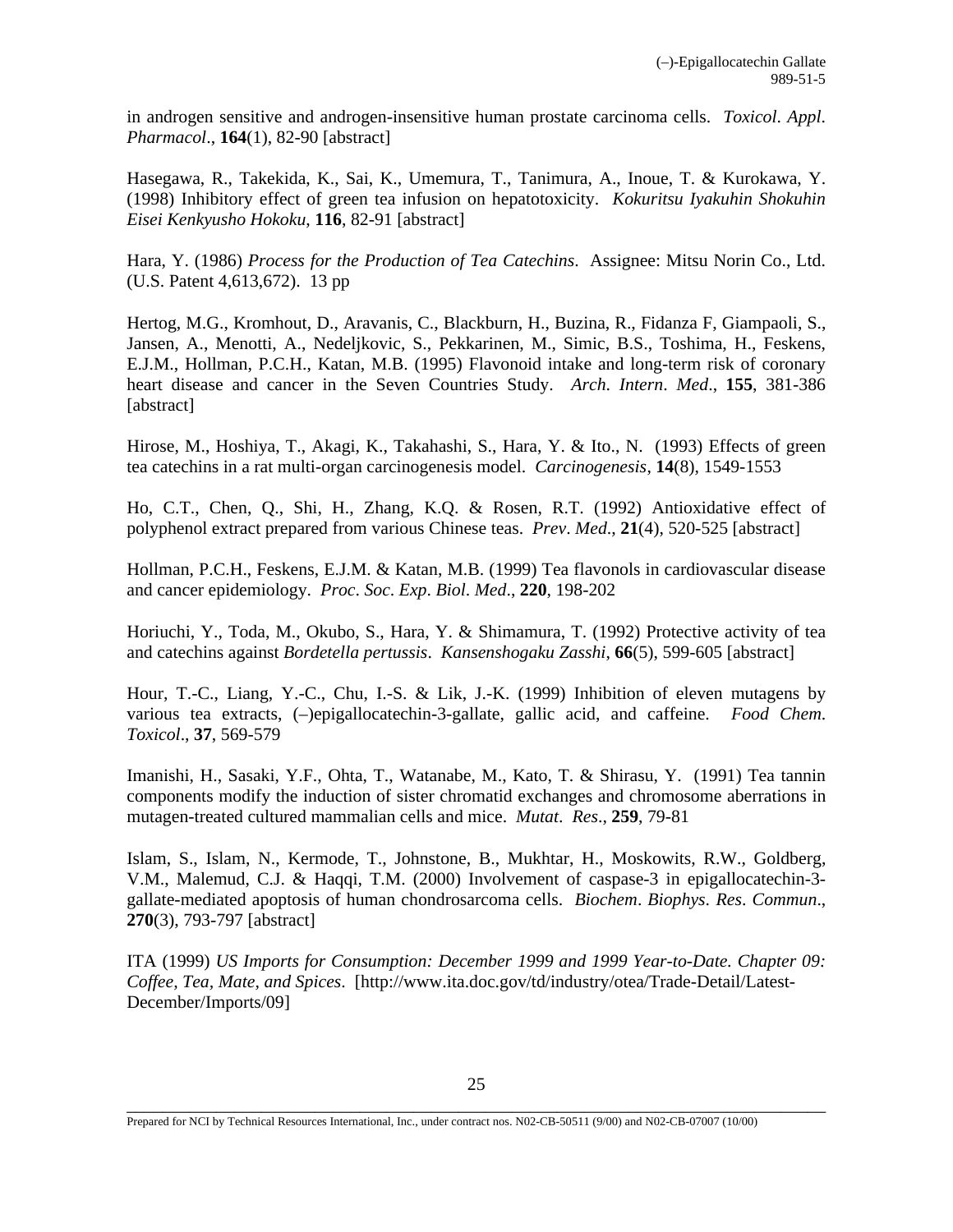in androgen sensitive and androgen-insensitive human prostate carcinoma cells. *Toxicol. Appl. Pharmacol.*, **164**(1), 82-90 [abstract]

Hasegawa, R., Takekida, K., Sai, K., Umemura, T., Tanimura, A., Inoue, T. & Kurokawa, Y. (1998) Inhibitory effect of green tea infusion on hepatotoxicity. *Kokuritsu Iyakuhin Shokuhin Eisei Kenkyusho Hokoku*, **116**, 82-91 [abstract]

Hara, Y. (1986) *Process for the Production of Tea Catechins*. Assignee: Mitsu Norin Co., Ltd. (U.S. Patent 4,613,672). 13 pp

Hertog, M.G., Kromhout, D., Aravanis, C., Blackburn, H., Buzina, R., Fidanza F, Giampaoli, S., Jansen, A., Menotti, A., Nedeljkovic, S., Pekkarinen, M., Simic, B.S., Toshima, H., Feskens, E.J.M., Hollman, P.C.H., Katan, M.B. (1995) Flavonoid intake and long-term risk of coronary heart disease and cancer in the Seven Countries Study. *Arch. Intern. Med.*, **155**, 381-386 [abstract]

Hirose, M., Hoshiya, T., Akagi, K., Takahashi, S., Hara, Y. & Ito., N. (1993) Effects of green tea catechins in a rat multi-organ carcinogenesis model. *Carcinogenesis*, **14**(8), 1549-1553

Ho, C.T., Chen, Q., Shi, H., Zhang, K.Q. & Rosen, R.T. (1992) Antioxidative effect of polyphenol extract prepared from various Chinese teas. *Prev. Med.*, **21**(4), 520-525 [abstract]

Hollman, P.C.H., Feskens, E.J.M. & Katan, M.B. (1999) Tea flavonols in cardiovascular disease and cancer epidemiology. *Proc. Soc. Exp. Biol. Med.*, **220**, 198-202

Horiuchi, Y., Toda, M., Okubo, S., Hara, Y. & Shimamura, T. (1992) Protective activity of tea and catechins against *Bordetella pertussis*. *Kansenshogaku Zasshi*, **66**(5), 599-605 [abstract]

Hour, T.-C., Liang, Y.-C., Chu, I.-S. & Lik, J.-K. (1999) Inhibition of eleven mutagens by various tea extracts, (–)epigallocatechin-3-gallate, gallic acid, and caffeine. *Food Chem. Toxicol.*, **37**, 569-579

Imanishi, H., Sasaki, Y.F., Ohta, T., Watanabe, M., Kato, T. & Shirasu, Y. (1991) Tea tannin components modify the induction of sister chromatid exchanges and chromosome aberrations in mutagen-treated cultured mammalian cells and mice. *Mutat. Res.*, **259**, 79-81

Islam, S., Islam, N., Kermode, T., Johnstone, B., Mukhtar, H., Moskowits, R.W., Goldberg, V.M., Malemud, C.J. & Haqqi, T.M. (2000) Involvement of caspase-3 in epigallocatechin-3-gallate-mediated apoptosis of human chondrosarcoma cells. *Biochem. Biophys. Res. Commun.*, **270**(3), 793-797 [abstract]

ITA (1999) *US Imports for Consumption: December 1999 and 1999 Year-to-Date. Chapter 09: Coffee, Tea, Mate, and Spices*. [http://www.ita.doc.gov/td/industry/otea/Trade-Detail/Latest-December/Imports/09]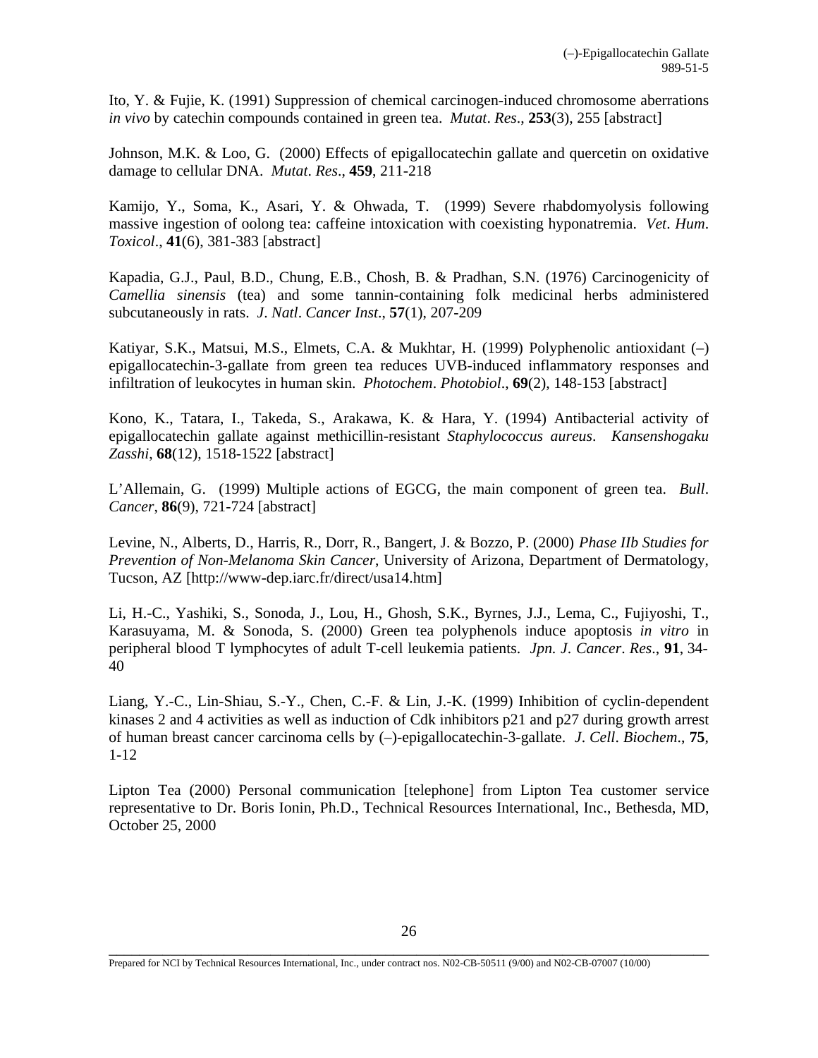Ito, Y. & Fujie, K. (1991) Suppression of chemical carcinogen-induced chromosome aberrations *in vivo* by catechin compounds contained in green tea. *Mutat. Res.*, **253**(3), 255 [abstract]

Johnson, M.K. & Loo, G. (2000) Effects of epigallocatechin gallate and quercetin on oxidative damage to cellular DNA. *Mutat. Res.*, **459**, 211-218

Kamijo, Y., Soma, K., Asari, Y. & Ohwada, T. (1999) Severe rhabdomyolysis following massive ingestion of oolong tea: caffeine intoxication with coexisting hyponatremia. *Vet. Hum. Toxicol.*, **41**(6), 381-383 [abstract]

Kapadia, G.J., Paul, B.D., Chung, E.B., Chosh, B. & Pradhan, S.N. (1976) Carcinogenicity of *Camellia sinensis* (tea) and some tannin-containing folk medicinal herbs administered subcutaneously in rats. *J. Natl. Cancer Inst.*, **57**(1), 207-209

Katiyar, S.K., Matsui, M.S., Elmets, C.A. & Mukhtar, H. (1999) Polyphenolic antioxidant (–) epigallocatechin-3-gallate from green tea reduces UVB-induced inflammatory responses and infiltration of leukocytes in human skin. *Photochem. Photobiol.*, **69**(2), 148-153 [abstract]

Kono, K., Tatara, I., Takeda, S., Arakawa, K. & Hara, Y. (1994) Antibacterial activity of epigallocatechin gallate against methicillin-resistant *Staphylococcus aureus*. *Kansenshogaku Zasshi*, **68**(12), 1518-1522 [abstract]

L'Allemain, G. (1999) Multiple actions of EGCG, the main component of green tea. *Bull. Cancer*, **86**(9), 721-724 [abstract]

Levine, N., Alberts, D., Harris, R., Dorr, R., Bangert, J. & Bozzo, P. (2000) *Phase IIb Studies for Prevention of Non-Melanoma Skin Cancer*, University of Arizona, Department of Dermatology, Tucson, AZ [http://www-dep.iarc.fr/direct/usa14.htm]

Li, H.-C., Yashiki, S., Sonoda, J., Lou, H., Ghosh, S.K., Byrnes, J.J., Lema, C., Fujiyoshi, T., Karasuyama, M. & Sonoda, S. (2000) Green tea polyphenols induce apoptosis *in vitro* in peripheral blood T lymphocytes of adult T-cell leukemia patients. *Jpn. J. Cancer. Res.*, **91**, 34-40

Liang, Y.-C., Lin-Shiau, S.-Y., Chen, C.-F. & Lin, J.-K. (1999) Inhibition of cyclin-dependent kinases 2 and 4 activities as well as induction of Cdk inhibitors p21 and p27 during growth arrest of human breast cancer carcinoma cells by (–)-epigallocatechin-3-gallate. *J. Cell. Biochem.*, **75**, 1-12

Lipton Tea (2000) Personal communication [telephone] from Lipton Tea customer service representative to Dr. Boris Ionin, Ph.D., Technical Resources International, Inc., Bethesda, MD, October 25, 2000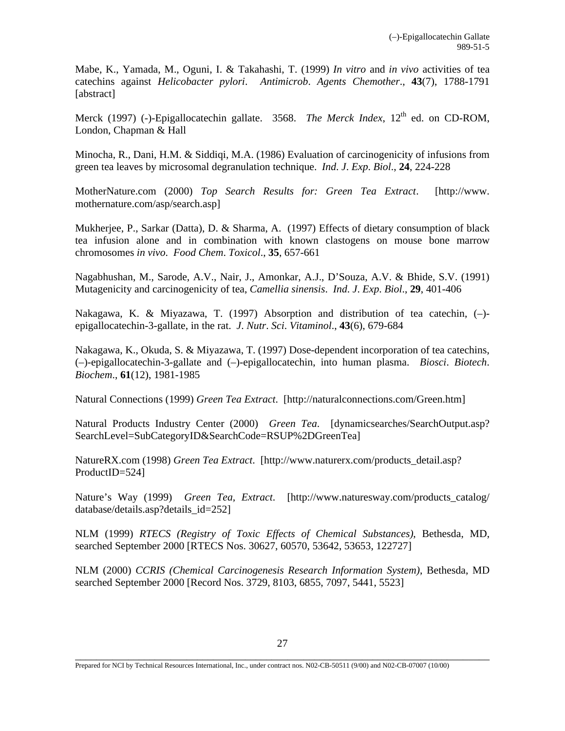Mabe, K., Yamada, M., Oguni, I. & Takahashi, T. (1999) *In vitro* and *in vivo* activities of tea catechins against *Helicobacter pylori*. *Antimicrob. Agents Chemother.*, **43**(7), 1788-1791 [abstract]

Merck (1997) (-)-Epigallocatechin gallate. 3568. *The Merck Index*, 12th ed. on CD-ROM, London, Chapman & Hall

Minocha, R., Dani, H.M. & Siddiqi, M.A. (1986) Evaluation of carcinogenicity of infusions from green tea leaves by microsomal degranulation technique. *Ind. J. Exp. Biol.*, **24**, 224-228

MotherNature.com (2000) *Top Search Results for: Green Tea Extract*. [http://www.mothernature.com/asp/search.asp]

Mukherjee, P., Sarkar (Datta), D. & Sharma, A. (1997) Effects of dietary consumption of black tea infusion alone and in combination with known clastogens on mouse bone marrow chromosomes *in vivo*. *Food Chem. Toxicol.*, **35**, 657-661

Nagabhushan, M., Sarode, A.V., Nair, J., Amonkar, A.J., D'Souza, A.V. & Bhide, S.V. (1991) Mutagenicity and carcinogenicity of tea, *Camellia sinensis*. *Ind. J. Exp. Biol.*, **29**, 401-406

Nakagawa, K. & Miyazawa, T. (1997) Absorption and distribution of tea catechin, (–)-epigallocatechin-3-gallate, in the rat. *J. Nutr. Sci. Vitaminol.*, **43**(6), 679-684

Nakagawa, K., Okuda, S. & Miyazawa, T. (1997) Dose-dependent incorporation of tea catechins, (–)-epigallocatechin-3-gallate and (–)-epigallocatechin, into human plasma. *Biosci. Biotech. Biochem.*, **61**(12), 1981-1985

Natural Connections (1999) *Green Tea Extract*. [http://naturalconnections.com/Green.htm]

Natural Products Industry Center (2000) *Green Tea*. [dynamicsearches/SearchOutput.asp?SearchLevel=SubCategoryID&SearchCode=RSUP%2DGreenTea]

NatureRX.com (1998) *Green Tea Extract*. [http://www.naturerx.com/products_detail.asp?ProductID=524]

Nature's Way (1999) *Green Tea, Extract*. [http://www.naturesway.com/products_catalog/database/details.asp?details_id=252]

NLM (1999) *RTECS (Registry of Toxic Effects of Chemical Substances)*, Bethesda, MD, searched September 2000 [RTECS Nos. 30627, 60570, 53642, 53653, 122727]

NLM (2000) *CCRIS (Chemical Carcinogenesis Research Information System)*, Bethesda, MD searched September 2000 [Record Nos. 3729, 8103, 6855, 7097, 5441, 5523]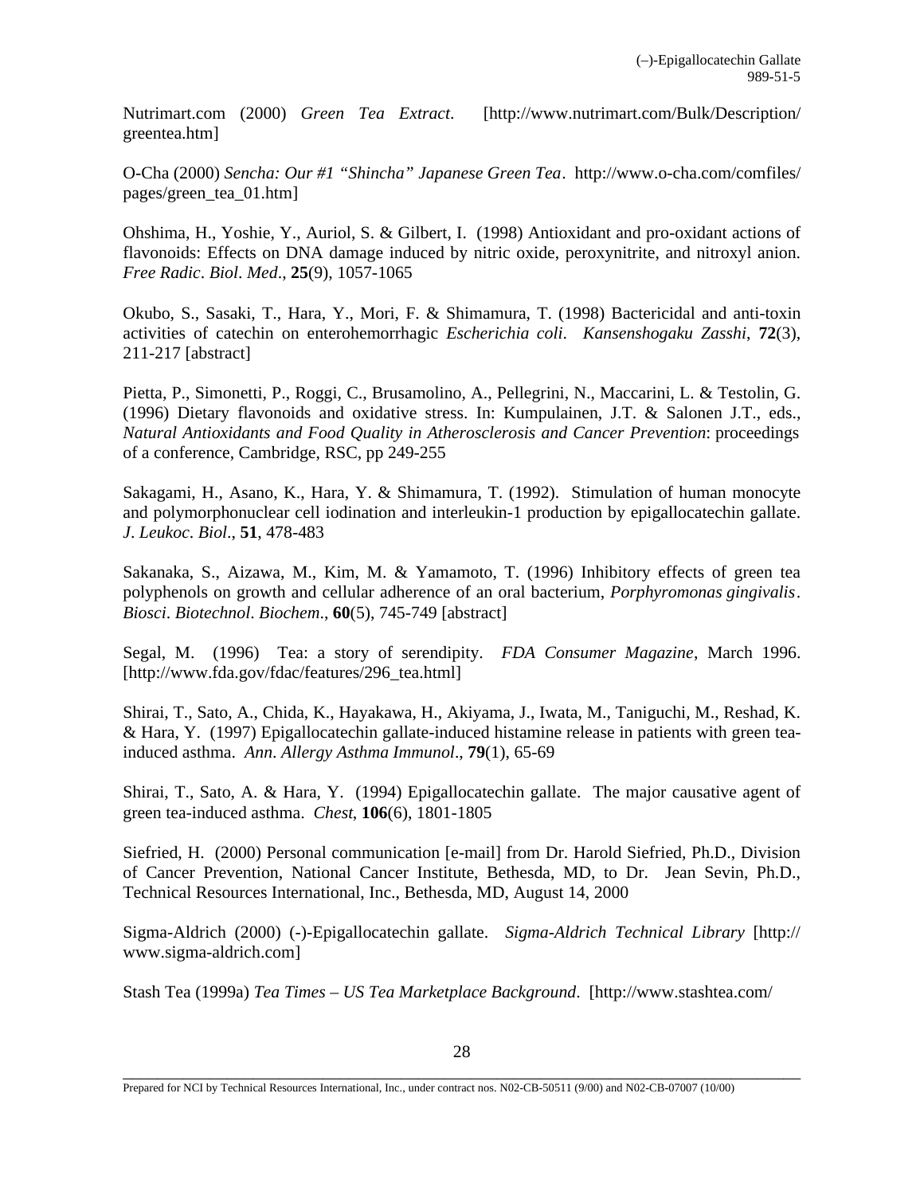Nutrimart.com (2000) *Green Tea Extract*. [http://www.nutrimart.com/Bulk/Description/greentea.htm]

O-Cha (2000) *Sencha: Our #1 "Shincha" Japanese Green Tea*. http://www.o-cha.com/comfiles/pages/green_tea_01.htm]

Ohshima, H., Yoshie, Y., Auriol, S. & Gilbert, I. (1998) Antioxidant and pro-oxidant actions of flavonoids: Effects on DNA damage induced by nitric oxide, peroxynitrite, and nitroxyl anion. *Free Radic. Biol. Med*., **25**(9), 1057-1065

Okubo, S., Sasaki, T., Hara, Y., Mori, F. & Shimamura, T. (1998) Bactericidal and anti-toxin activities of catechin on enterohemorrhagic *Escherichia coli*. *Kansenshogaku Zasshi*, **72**(3), 211-217 [abstract]

Pietta, P., Simonetti, P., Roggi, C., Brusamolino, A., Pellegrini, N., Maccarini, L. & Testolin, G. (1996) Dietary flavonoids and oxidative stress. In: Kumpulainen, J.T. & Salonen J.T., eds., *Natural Antioxidants and Food Quality in Atherosclerosis and Cancer Prevention*: proceedings of a conference, Cambridge, RSC, pp 249-255

Sakagami, H., Asano, K., Hara, Y. & Shimamura, T. (1992). Stimulation of human monocyte and polymorphonuclear cell iodination and interleukin-1 production by epigallocatechin gallate. *J. Leukoc. Biol*., **51**, 478-483

Sakanaka, S., Aizawa, M., Kim, M. & Yamamoto, T. (1996) Inhibitory effects of green tea polyphenols on growth and cellular adherence of an oral bacterium, *Porphyromonas gingivalis*. *Biosci. Biotechnol. Biochem*., **60**(5), 745-749 [abstract]

Segal, M. (1996) Tea: a story of serendipity. *FDA Consumer Magazine*, March 1996. [http://www.fda.gov/fdac/features/296_tea.html]

Shirai, T., Sato, A., Chida, K., Hayakawa, H., Akiyama, J., Iwata, M., Taniguchi, M., Reshad, K. & Hara, Y. (1997) Epigallocatechin gallate-induced histamine release in patients with green tea-induced asthma. *Ann. Allergy Asthma Immunol*., **79**(1), 65-69

Shirai, T., Sato, A. & Hara, Y. (1994) Epigallocatechin gallate. The major causative agent of green tea-induced asthma. *Chest*, **106**(6), 1801-1805

Siefried, H. (2000) Personal communication [e-mail] from Dr. Harold Siefried, Ph.D., Division of Cancer Prevention, National Cancer Institute, Bethesda, MD, to Dr. Jean Sevin, Ph.D., Technical Resources International, Inc., Bethesda, MD, August 14, 2000

Sigma-Aldrich (2000) (-)-Epigallocatechin gallate. *Sigma-Aldrich Technical Library* [http://www.sigma-aldrich.com]

Stash Tea (1999a) *Tea Times – US Tea Marketplace Background*. [http://www.stashtea.com/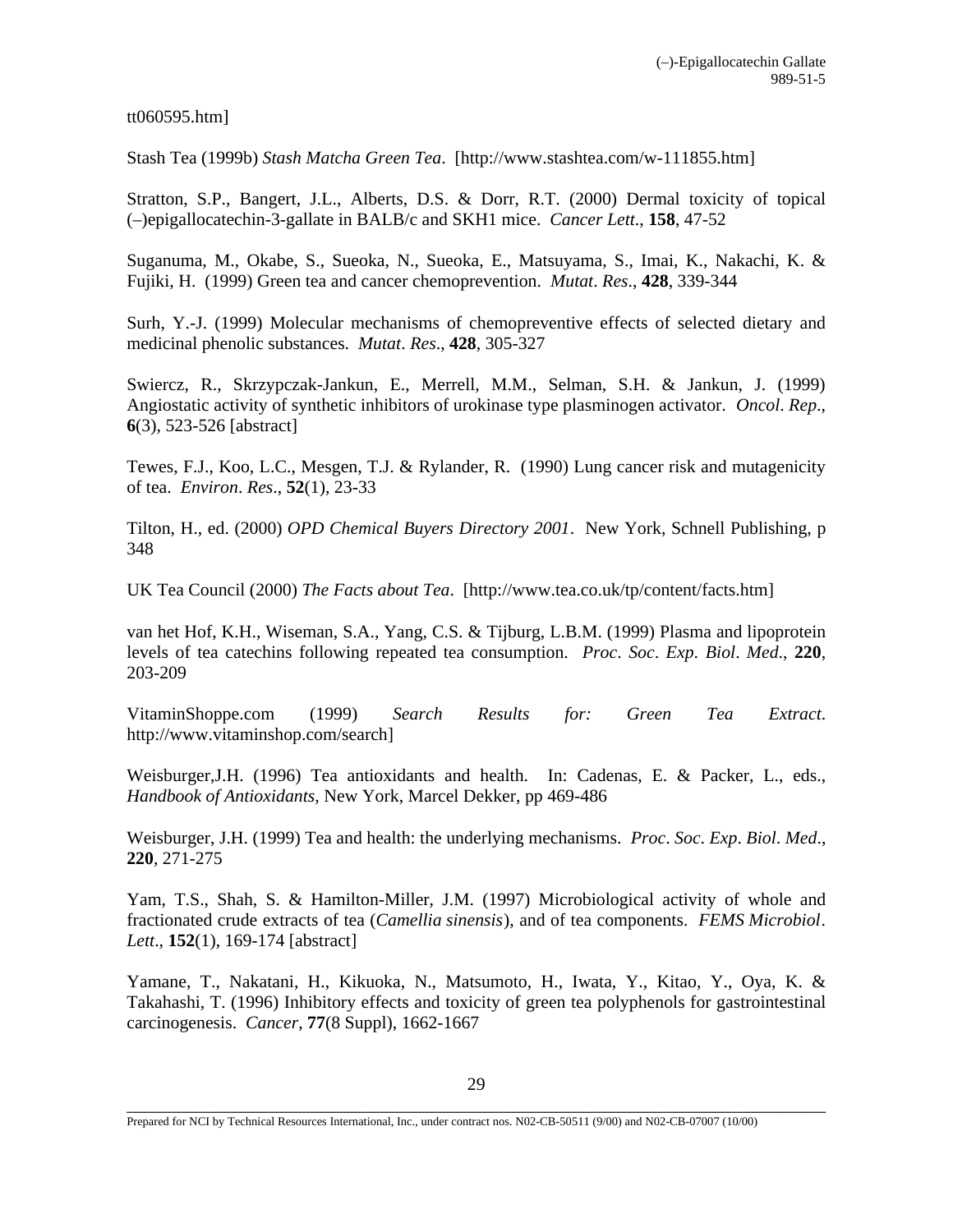tt060595.htm]

Stash Tea (1999b) *Stash Matcha Green Tea*. [http://www.stashtea.com/w-111855.htm]

Stratton, S.P., Bangert, J.L., Alberts, D.S. & Dorr, R.T. (2000) Dermal toxicity of topical (–)epigallocatechin-3-gallate in BALB/c and SKH1 mice. *Cancer Lett*., **158**, 47-52

Suganuma, M., Okabe, S., Sueoka, N., Sueoka, E., Matsuyama, S., Imai, K., Nakachi, K. & Fujiki, H. (1999) Green tea and cancer chemoprevention. *Mutat*. *Res*., **428**, 339-344

Surh, Y.-J. (1999) Molecular mechanisms of chemopreventive effects of selected dietary and medicinal phenolic substances. *Mutat*. *Res*., **428**, 305-327

Swiercz, R., Skrzypczak-Jankun, E., Merrell, M.M., Selman, S.H. & Jankun, J. (1999) Angiostatic activity of synthetic inhibitors of urokinase type plasminogen activator. *Oncol*. *Rep*., **6**(3), 523-526 [abstract]

Tewes, F.J., Koo, L.C., Mesgen, T.J. & Rylander, R. (1990) Lung cancer risk and mutagenicity of tea. *Environ*. *Res*., **52**(1), 23-33

Tilton, H., ed. (2000) *OPD Chemical Buyers Directory 2001*. New York, Schnell Publishing, p 348

UK Tea Council (2000) *The Facts about Tea*. [http://www.tea.co.uk/tp/content/facts.htm]

van het Hof, K.H., Wiseman, S.A., Yang, C.S. & Tijburg, L.B.M. (1999) Plasma and lipoprotein levels of tea catechins following repeated tea consumption. *Proc*. *Soc*. *Exp*. *Biol*. *Med*., **220**, 203-209

VitaminShoppe.com (1999) *Search Results for: Green Tea Extract*. http://www.vitaminshop.com/search]

Weisburger,J.H. (1996) Tea antioxidants and health. In: Cadenas, E. & Packer, L., eds., *Handbook of Antioxidants*, New York, Marcel Dekker, pp 469-486

Weisburger, J.H. (1999) Tea and health: the underlying mechanisms. *Proc*. *Soc*. *Exp*. *Biol*. *Med*., **220**, 271-275

Yam, T.S., Shah, S. & Hamilton-Miller, J.M. (1997) Microbiological activity of whole and fractionated crude extracts of tea (*Camellia sinensis*), and of tea components. *FEMS Microbiol*. *Lett*., **152**(1), 169-174 [abstract]

Yamane, T., Nakatani, H., Kikuoka, N., Matsumoto, H., Iwata, Y., Kitao, Y., Oya, K. & Takahashi, T. (1996) Inhibitory effects and toxicity of green tea polyphenols for gastrointestinal carcinogenesis. *Cancer*, **77**(8 Suppl), 1662-1667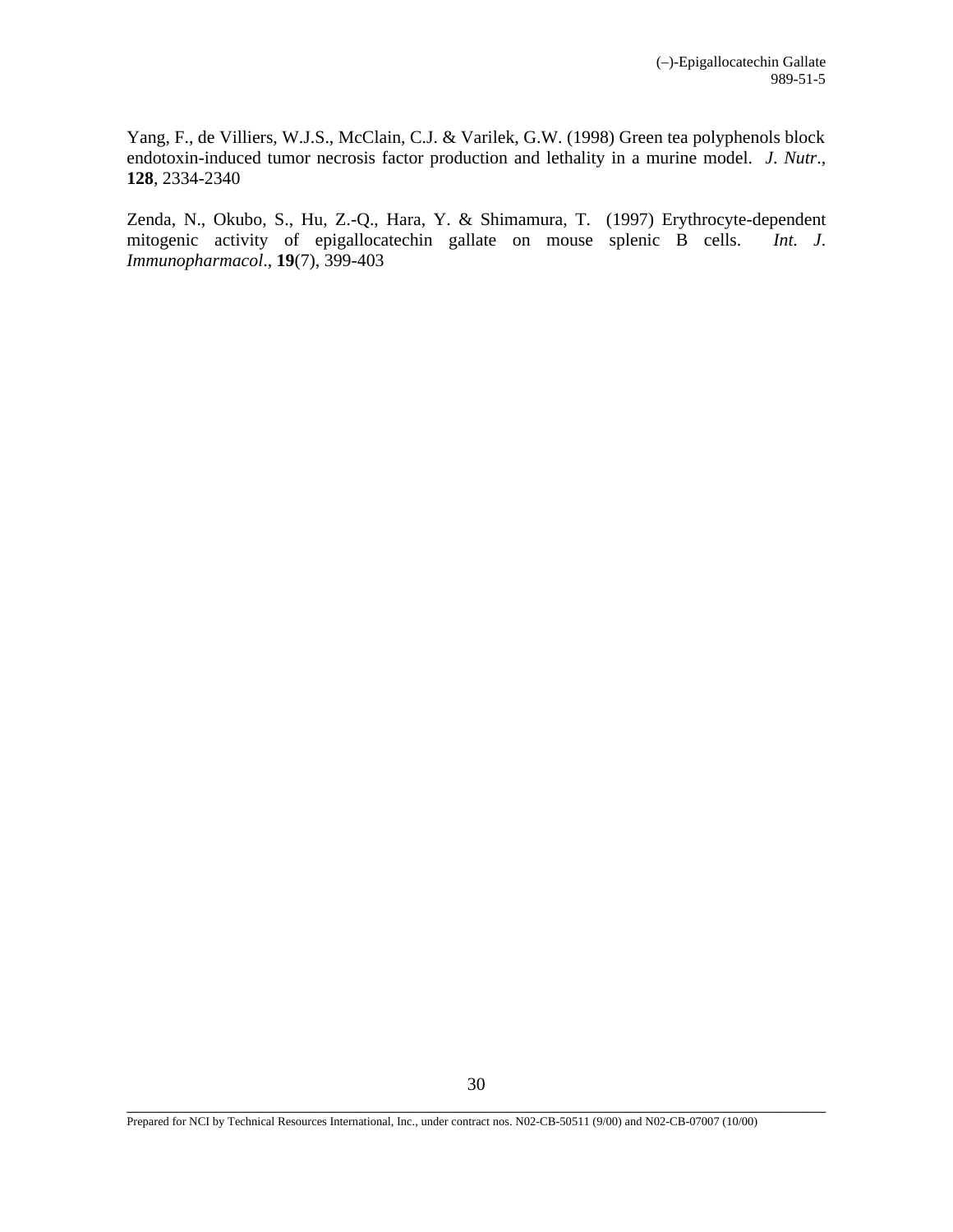Yang, F., de Villiers, W.J.S., McClain, C.J. & Varilek, G.W. (1998) Green tea polyphenols block endotoxin-induced tumor necrosis factor production and lethality in a murine model. *J. Nutr.*, **128**, 2334-2340

Zenda, N., Okubo, S., Hu, Z.-Q., Hara, Y. & Shimamura, T. (1997) Erythrocyte-dependent mitogenic activity of epigallocatechin gallate on mouse splenic B cells. *Int. J. Immunopharmacol.*, **19**(7), 399-403